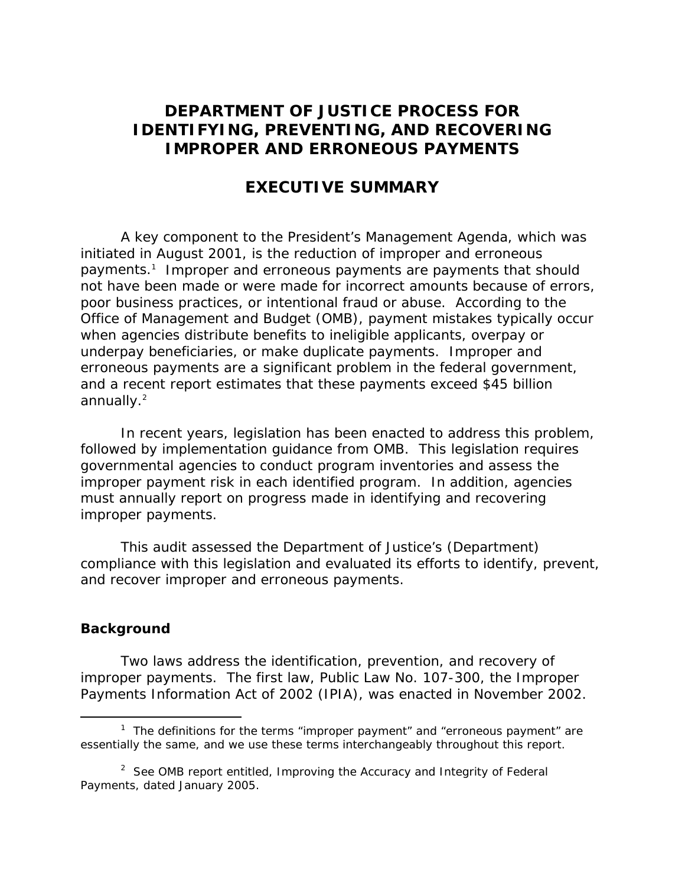# DEPARTMENT OF JUSTICE PROCESS FOR IDENTIFYING, PREVENTING, AND RECOVERING IMPROPER AND ERRONEOUS PAYMENTS

## EXECUTIVE SUMMARY

A key component to the President's Management Agenda, which was initiated in August 2001, is the reduction of improper and erroneous payments.[1] Improper and erroneous payments are payments that should not have been made or were made for incorrect amounts because of errors, poor business practices, or intentional fraud or abuse. According to the Office of Management and Budget (OMB), payment mistakes typically occur when agencies distribute benefits to ineligible applicants, overpay or underpay beneficiaries, or make duplicate payments. Improper and erroneous payments are a significant problem in the federal government, and a recent report estimates that these payments exceed $45 billion annually.[2]

In recent years, legislation has been enacted to address this problem, followed by implementation guidance from OMB. This legislation requires governmental agencies to conduct program inventories and assess the improper payment risk in each identified program. In addition, agencies must annually report on progress made in identifying and recovering improper payments.

This audit assessed the Department of Justice's (Department) compliance with this legislation and evaluated its efforts to identify, prevent, and recover improper and erroneous payments.

### Background

Two laws address the identification, prevention, and recovery of improper payments. The first law, Public Law No. 107-300, the Improper Payments Information Act of 2002 (IPIA), was enacted in November 2002.

[1] The definitions for the terms "improper payment" and "erroneous payment" are essentially the same, and we use these terms interchangeably throughout this report.

[2] See OMB report entitled, Improving the Accuracy and Integrity of Federal Payments, dated January 2005.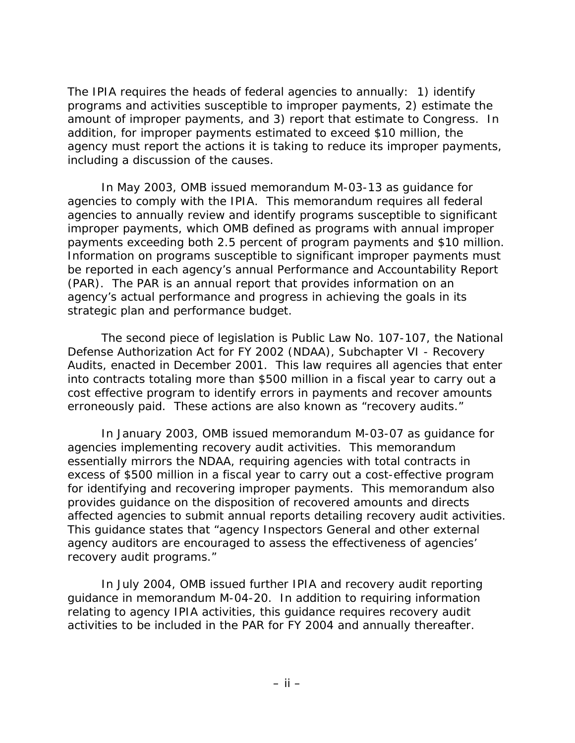The IPIA requires the heads of federal agencies to annually: 1) identify programs and activities susceptible to improper payments, 2) estimate the amount of improper payments, and 3) report that estimate to Congress. In addition, for improper payments estimated to exceed $10 million, the agency must report the actions it is taking to reduce its improper payments, including a discussion of the causes.

In May 2003, OMB issued memorandum M-03-13 as guidance for agencies to comply with the IPIA. This memorandum requires all federal agencies to annually review and identify programs susceptible to significant improper payments, which OMB defined as programs with annual improper payments exceeding both 2.5 percent of program payments and $10 million. Information on programs susceptible to significant improper payments must be reported in each agency's annual Performance and Accountability Report (PAR). The PAR is an annual report that provides information on an agency's actual performance and progress in achieving the goals in its strategic plan and performance budget.

The second piece of legislation is Public Law No. 107-107, the National Defense Authorization Act for FY 2002 (NDAA), Subchapter VI - Recovery Audits, enacted in December 2001. This law requires all agencies that enter into contracts totaling more than $500 million in a fiscal year to carry out a cost effective program to identify errors in payments and recover amounts erroneously paid. These actions are also known as "recovery audits."

In January 2003, OMB issued memorandum M-03-07 as guidance for agencies implementing recovery audit activities. This memorandum essentially mirrors the NDAA, requiring agencies with total contracts in excess of $500 million in a fiscal year to carry out a cost-effective program for identifying and recovering improper payments. This memorandum also provides guidance on the disposition of recovered amounts and directs affected agencies to submit annual reports detailing recovery audit activities. This guidance states that "agency Inspectors General and other external agency auditors are encouraged to assess the effectiveness of agencies' recovery audit programs."

In July 2004, OMB issued further IPIA and recovery audit reporting guidance in memorandum M-04-20. In addition to requiring information relating to agency IPIA activities, this guidance requires recovery audit activities to be included in the PAR for FY 2004 and annually thereafter.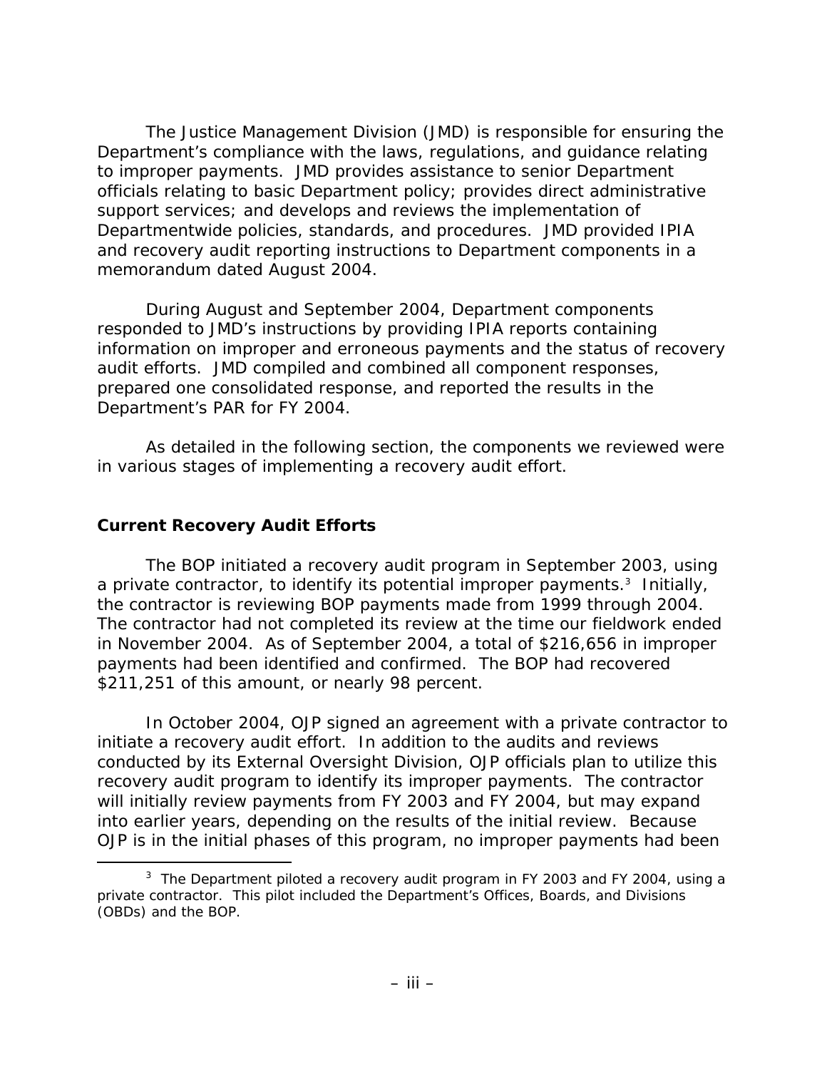The Justice Management Division (JMD) is responsible for ensuring the Department's compliance with the laws, regulations, and guidance relating to improper payments. JMD provides assistance to senior Department officials relating to basic Department policy; provides direct administrative support services; and develops and reviews the implementation of Departmentwide policies, standards, and procedures. JMD provided IPIA and recovery audit reporting instructions to Department components in a memorandum dated August 2004.

During August and September 2004, Department components responded to JMD's instructions by providing IPIA reports containing information on improper and erroneous payments and the status of recovery audit efforts. JMD compiled and combined all component responses, prepared one consolidated response, and reported the results in the Department's PAR for FY 2004.

As detailed in the following section, the components we reviewed were in various stages of implementing a recovery audit effort.

### Current Recovery Audit Efforts

The BOP initiated a recovery audit program in September 2003, using a private contractor, to identify its potential improper payments.[3] Initially, the contractor is reviewing BOP payments made from 1999 through 2004. The contractor had not completed its review at the time our fieldwork ended in November 2004. As of September 2004, a total of $216,656 in improper payments had been identified and confirmed. The BOP had recovered $211,251 of this amount, or nearly 98 percent.

In October 2004, OJP signed an agreement with a private contractor to initiate a recovery audit effort. In addition to the audits and reviews conducted by its External Oversight Division, OJP officials plan to utilize this recovery audit program to identify its improper payments. The contractor will initially review payments from FY 2003 and FY 2004, but may expand into earlier years, depending on the results of the initial review. Because OJP is in the initial phases of this program, no improper payments had been

[3] The Department piloted a recovery audit program in FY 2003 and FY 2004, using a private contractor. This pilot included the Department's Offices, Boards, and Divisions (OBDs) and the BOP.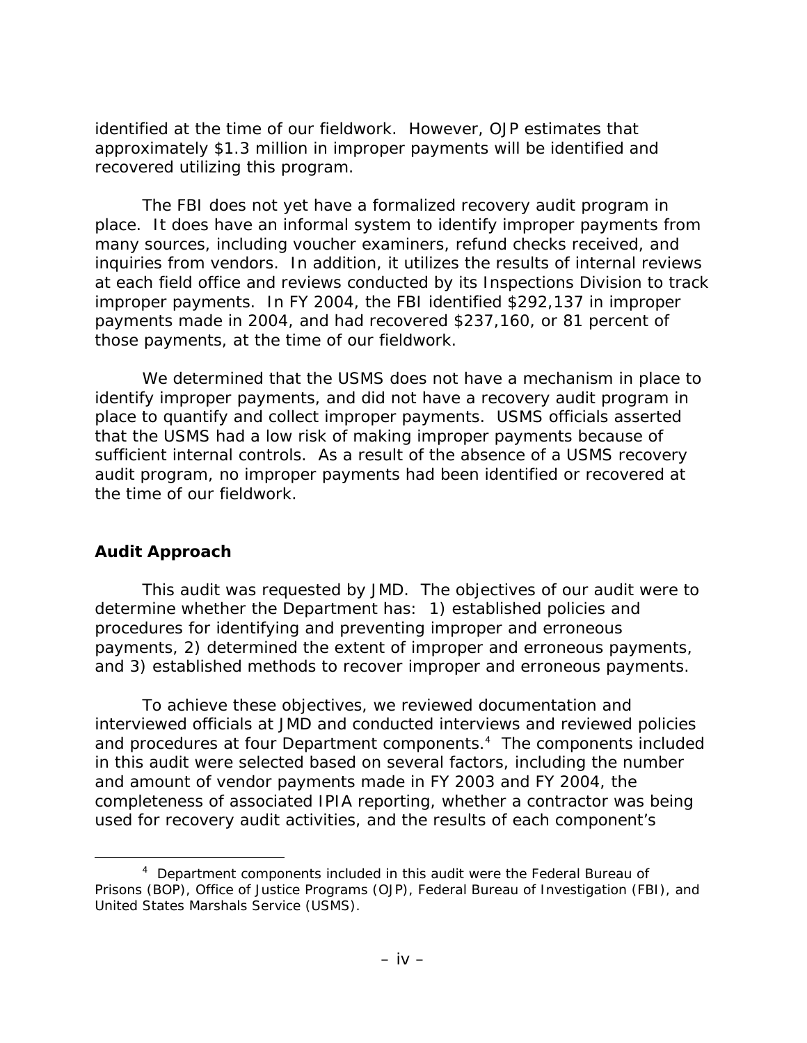identified at the time of our fieldwork. However, OJP estimates that approximately $1.3 million in improper payments will be identified and recovered utilizing this program.

The FBI does not yet have a formalized recovery audit program in place. It does have an informal system to identify improper payments from many sources, including voucher examiners, refund checks received, and inquiries from vendors. In addition, it utilizes the results of internal reviews at each field office and reviews conducted by its Inspections Division to track improper payments. In FY 2004, the FBI identified $292,137 in improper payments made in 2004, and had recovered $237,160, or 81 percent of those payments, at the time of our fieldwork.

We determined that the USMS does not have a mechanism in place to identify improper payments, and did not have a recovery audit program in place to quantify and collect improper payments. USMS officials asserted that the USMS had a low risk of making improper payments because of sufficient internal controls. As a result of the absence of a USMS recovery audit program, no improper payments had been identified or recovered at the time of our fieldwork.

## Audit Approach

This audit was requested by JMD. The objectives of our audit were to determine whether the Department has: 1) established policies and procedures for identifying and preventing improper and erroneous payments, 2) determined the extent of improper and erroneous payments, and 3) established methods to recover improper and erroneous payments.

To achieve these objectives, we reviewed documentation and interviewed officials at JMD and conducted interviews and reviewed policies and procedures at four Department components.[4] The components included in this audit were selected based on several factors, including the number and amount of vendor payments made in FY 2003 and FY 2004, the completeness of associated IPIA reporting, whether a contractor was being used for recovery audit activities, and the results of each component's

[4] Department components included in this audit were the Federal Bureau of Prisons (BOP), Office of Justice Programs (OJP), Federal Bureau of Investigation (FBI), and United States Marshals Service (USMS).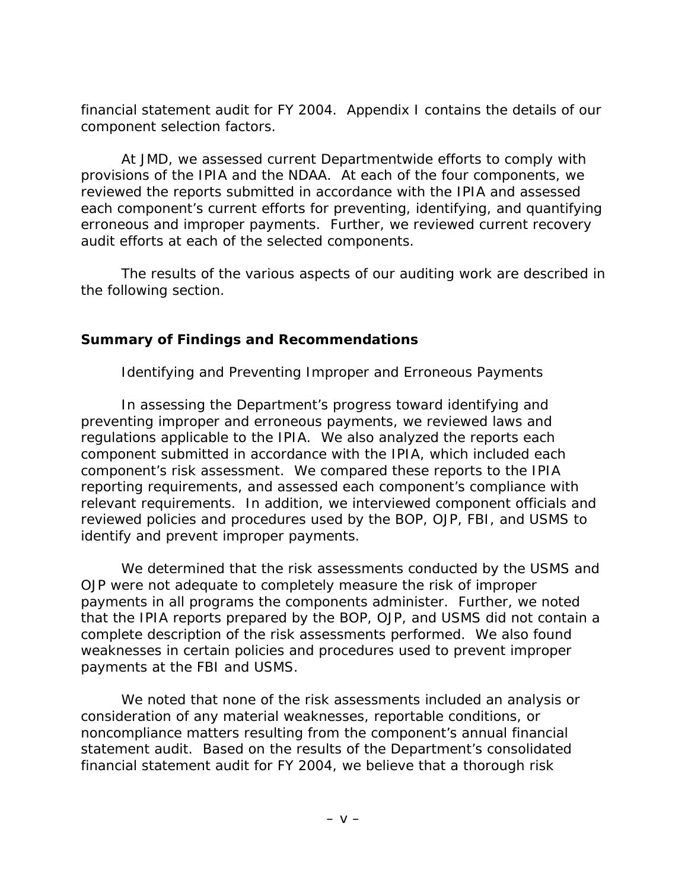financial statement audit for FY 2004. Appendix I contains the details of our component selection factors.

At JMD, we assessed current Departmentwide efforts to comply with provisions of the IPIA and the NDAA. At each of the four components, we reviewed the reports submitted in accordance with the IPIA and assessed each component's current efforts for preventing, identifying, and quantifying erroneous and improper payments. Further, we reviewed current recovery audit efforts at each of the selected components.

The results of the various aspects of our auditing work are described in the following section.

**Summary of Findings and Recommendations**

Identifying and Preventing Improper and Erroneous Payments

In assessing the Department's progress toward identifying and preventing improper and erroneous payments, we reviewed laws and regulations applicable to the IPIA. We also analyzed the reports each component submitted in accordance with the IPIA, which included each component's risk assessment. We compared these reports to the IPIA reporting requirements, and assessed each component's compliance with relevant requirements. In addition, we interviewed component officials and reviewed policies and procedures used by the BOP, OJP, FBI, and USMS to identify and prevent improper payments.

We determined that the risk assessments conducted by the USMS and OJP were not adequate to completely measure the risk of improper payments in all programs the components administer. Further, we noted that the IPIA reports prepared by the BOP, OJP, and USMS did not contain a complete description of the risk assessments performed. We also found weaknesses in certain policies and procedures used to prevent improper payments at the FBI and USMS.

We noted that none of the risk assessments included an analysis or consideration of any material weaknesses, reportable conditions, or noncompliance matters resulting from the component's annual financial statement audit. Based on the results of the Department's consolidated financial statement audit for FY 2004, we believe that a thorough risk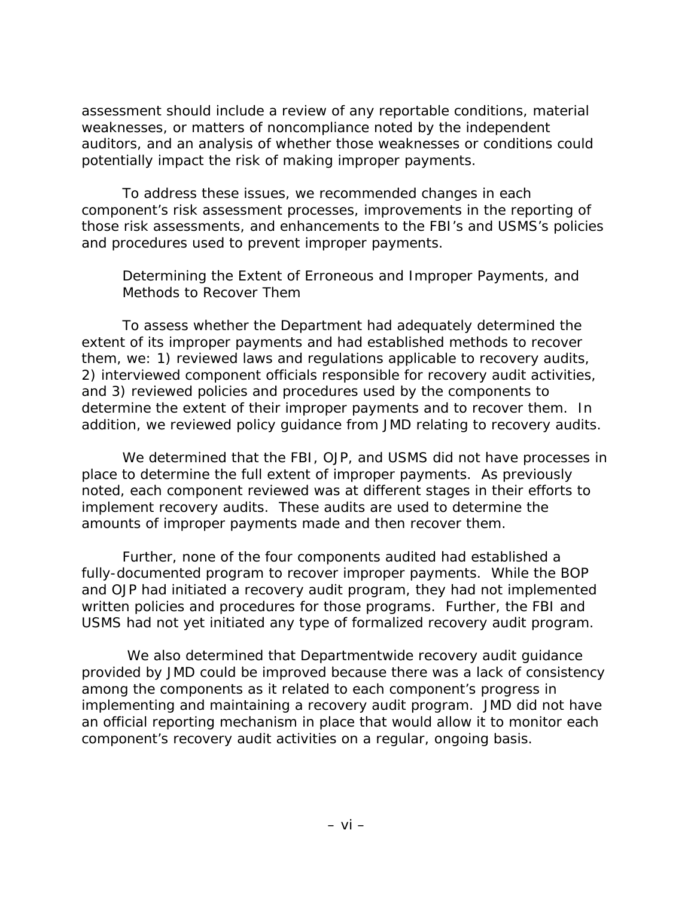assessment should include a review of any reportable conditions, material weaknesses, or matters of noncompliance noted by the independent auditors, and an analysis of whether those weaknesses or conditions could potentially impact the risk of making improper payments.

To address these issues, we recommended changes in each component's risk assessment processes, improvements in the reporting of those risk assessments, and enhancements to the FBI's and USMS's policies and procedures used to prevent improper payments.

*Determining the Extent of Erroneous and Improper Payments, and Methods to Recover Them*

To assess whether the Department had adequately determined the extent of its improper payments and had established methods to recover them, we: 1) reviewed laws and regulations applicable to recovery audits, 2) interviewed component officials responsible for recovery audit activities, and 3) reviewed policies and procedures used by the components to determine the extent of their improper payments and to recover them. In addition, we reviewed policy guidance from JMD relating to recovery audits.

We determined that the FBI, OJP, and USMS did not have processes in place to determine the full extent of improper payments. As previously noted, each component reviewed was at different stages in their efforts to implement recovery audits. These audits are used to determine the amounts of improper payments made and then recover them.

Further, none of the four components audited had established a fully-documented program to recover improper payments. While the BOP and OJP had initiated a recovery audit program, they had not implemented written policies and procedures for those programs. Further, the FBI and USMS had not yet initiated any type of formalized recovery audit program.

We also determined that Departmentwide recovery audit guidance provided by JMD could be improved because there was a lack of consistency among the components as it related to each component's progress in implementing and maintaining a recovery audit program. JMD did not have an official reporting mechanism in place that would allow it to monitor each component's recovery audit activities on a regular, ongoing basis.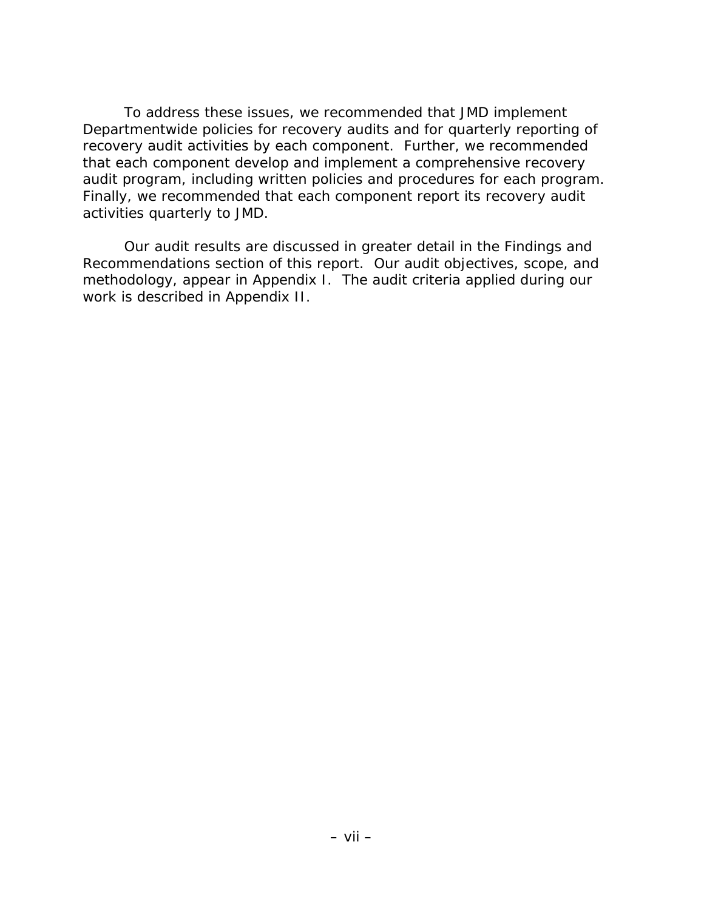To address these issues, we recommended that JMD implement Departmentwide policies for recovery audits and for quarterly reporting of recovery audit activities by each component. Further, we recommended that each component develop and implement a comprehensive recovery audit program, including written policies and procedures for each program. Finally, we recommended that each component report its recovery audit activities quarterly to JMD.

Our audit results are discussed in greater detail in the Findings and Recommendations section of this report. Our audit objectives, scope, and methodology, appear in Appendix I. The audit criteria applied during our work is described in Appendix II.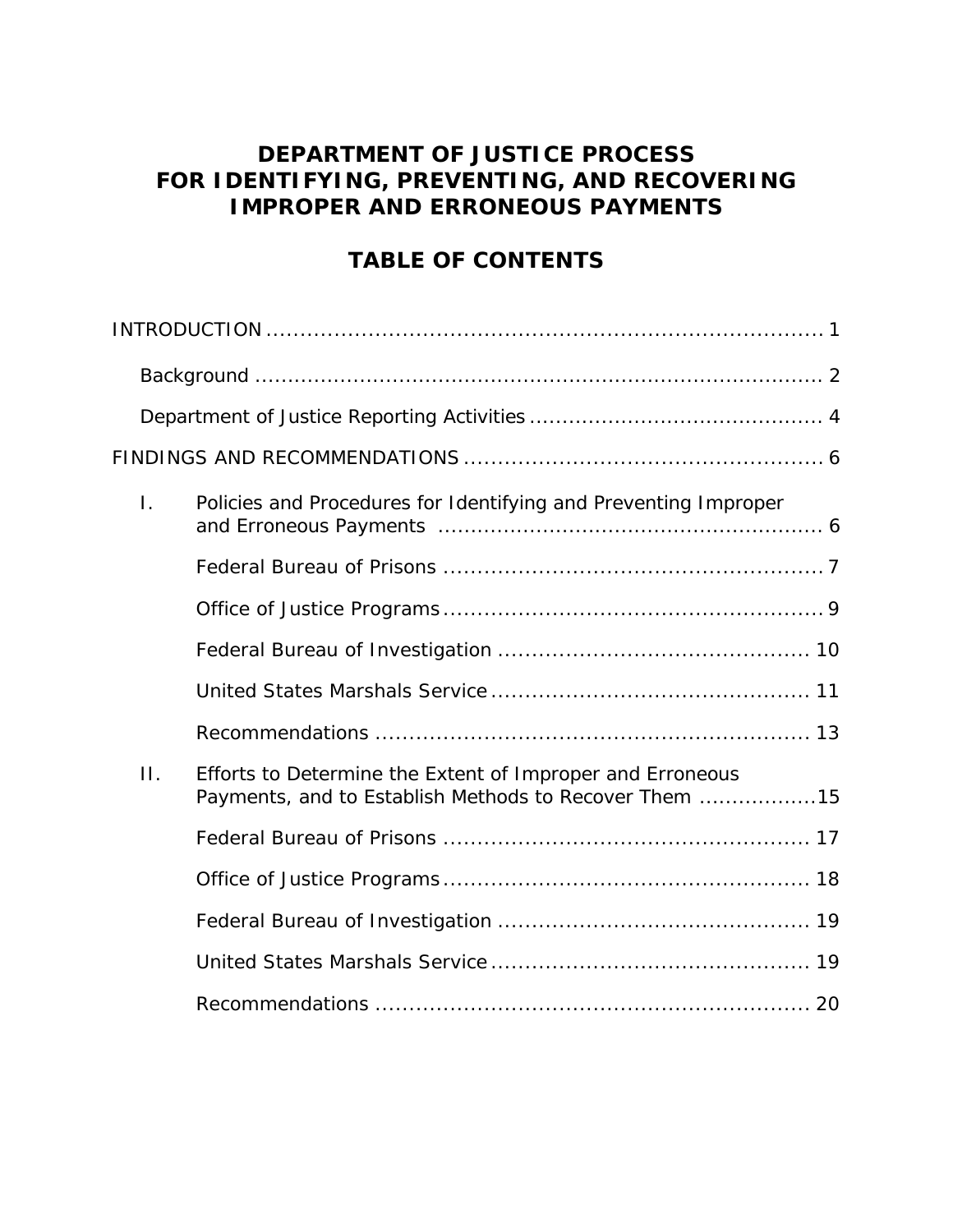# DEPARTMENT OF JUSTICE PROCESS FOR IDENTIFYING, PREVENTING, AND RECOVERING IMPROPER AND ERRONEOUS PAYMENTS

## TABLE OF CONTENTS

INTRODUCTION ........................................................................... 1

- Background ........................................................................... 2
- Department of Justice Reporting Activities ........................................... 4

FINDINGS AND RECOMMENDATIONS ............................................................. 6

I. Policies and Procedures for Identifying and Preventing Improper and Erroneous Payments ........................................................... 6

- Federal Bureau of Prisons ........................................................ 7
- Office of Justice Programs ........................................................ 9
- Federal Bureau of Investigation ................................................... 10
- United States Marshals Service .................................................... 11
- Recommendations ................................................................... 13

II. Efforts to Determine the Extent of Improper and Erroneous Payments, and to Establish Methods to Recover Them .................15

- Federal Bureau of Prisons ........................................................ 17
- Office of Justice Programs ........................................................ 18
- Federal Bureau of Investigation ................................................... 19
- United States Marshals Service .................................................... 19
- Recommendations ................................................................... 20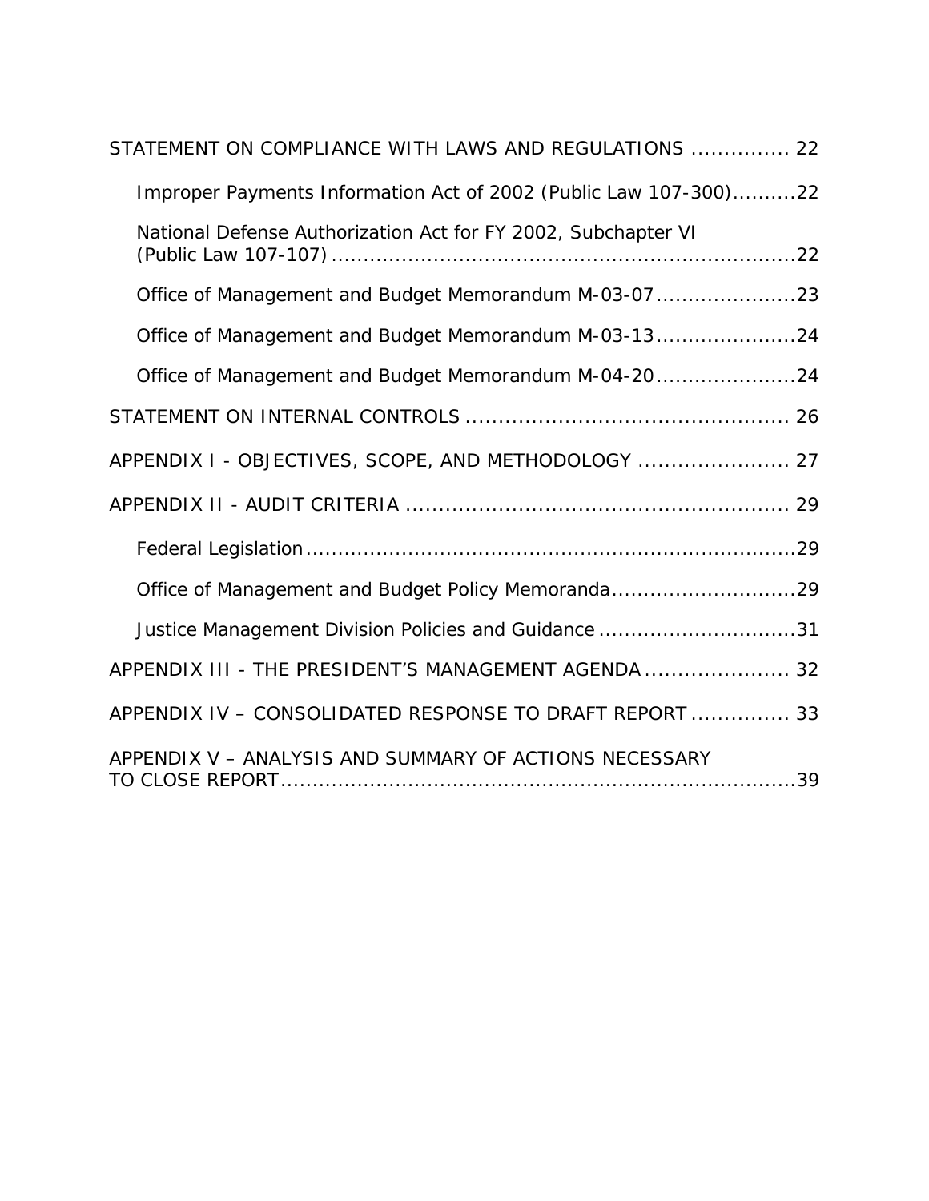STATEMENT ON COMPLIANCE WITH LAWS AND REGULATIONS ............... 22

- Improper Payments Information Act of 2002 (Public Law 107-300)..........22
- National Defense Authorization Act for FY 2002, Subchapter VI (Public Law 107-107)..........22
- Office of Management and Budget Memorandum M-03-07..........23
- Office of Management and Budget Memorandum M-03-13..........24
- Office of Management and Budget Memorandum M-04-20..........24

STATEMENT ON INTERNAL CONTROLS ............... 26

APPENDIX I - OBJECTIVES, SCOPE, AND METHODOLOGY ............... 27

APPENDIX II - AUDIT CRITERIA ............... 29

- Federal Legislation..........29
- Office of Management and Budget Policy Memoranda..........29
- Justice Management Division Policies and Guidance..........31

APPENDIX III - THE PRESIDENT'S MANAGEMENT AGENDA ............... 32

APPENDIX IV – CONSOLIDATED RESPONSE TO DRAFT REPORT ............... 33

APPENDIX V – ANALYSIS AND SUMMARY OF ACTIONS NECESSARY TO CLOSE REPORT..........39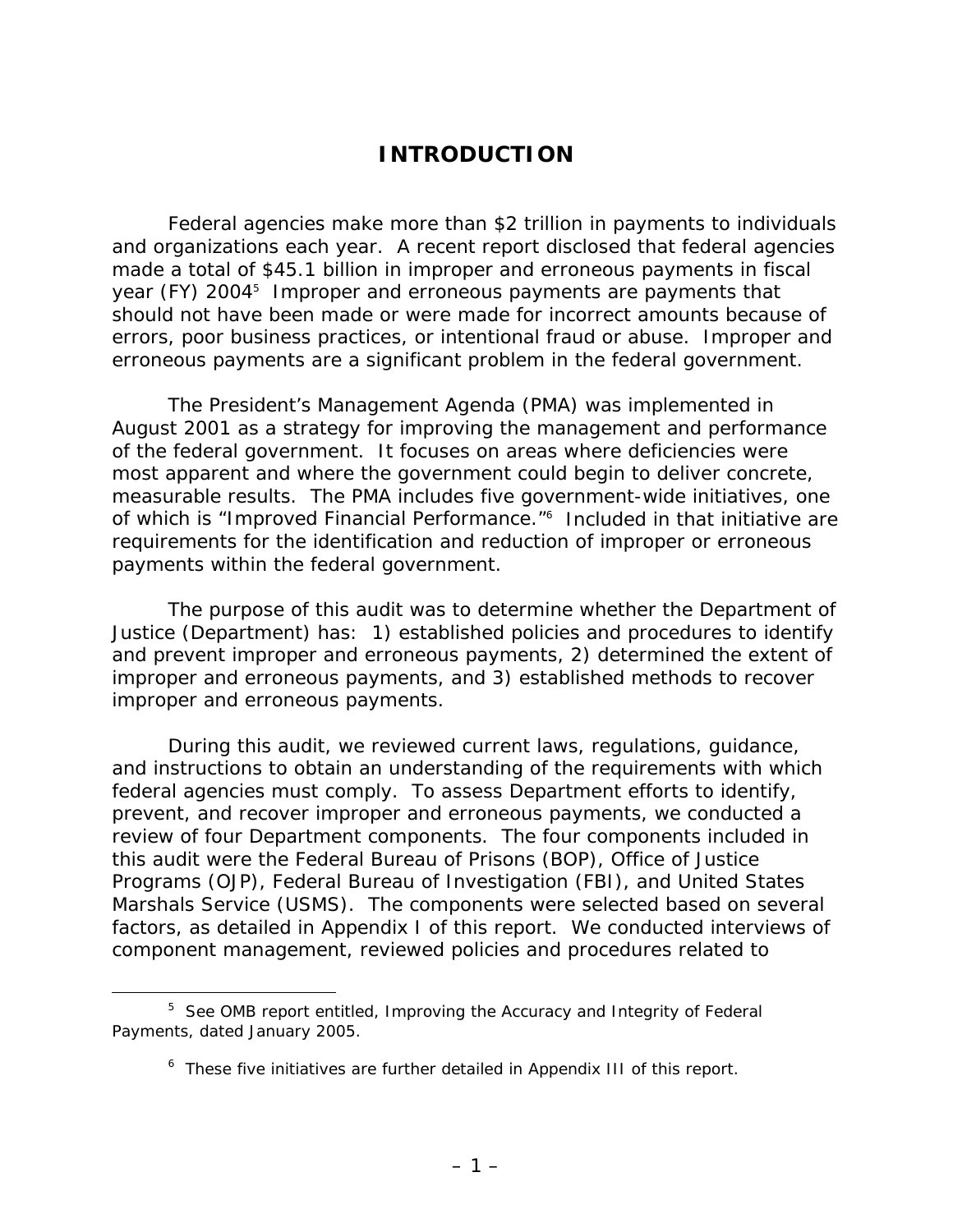# INTRODUCTION

Federal agencies make more than $2 trillion in payments to individuals and organizations each year. A recent report disclosed that federal agencies made a total of $45.1 billion in improper and erroneous payments in fiscal year (FY) 2004[5] Improper and erroneous payments are payments that should not have been made or were made for incorrect amounts because of errors, poor business practices, or intentional fraud or abuse. Improper and erroneous payments are a significant problem in the federal government.

The President's Management Agenda (PMA) was implemented in August 2001 as a strategy for improving the management and performance of the federal government. It focuses on areas where deficiencies were most apparent and where the government could begin to deliver concrete, measurable results. The PMA includes five government-wide initiatives, one of which is "Improved Financial Performance."[6] Included in that initiative are requirements for the identification and reduction of improper or erroneous payments within the federal government.

The purpose of this audit was to determine whether the Department of Justice (Department) has: 1) established policies and procedures to identify and prevent improper and erroneous payments, 2) determined the extent of improper and erroneous payments, and 3) established methods to recover improper and erroneous payments.

During this audit, we reviewed current laws, regulations, guidance, and instructions to obtain an understanding of the requirements with which federal agencies must comply. To assess Department efforts to identify, prevent, and recover improper and erroneous payments, we conducted a review of four Department components. The four components included in this audit were the Federal Bureau of Prisons (BOP), Office of Justice Programs (OJP), Federal Bureau of Investigation (FBI), and United States Marshals Service (USMS). The components were selected based on several factors, as detailed in Appendix I of this report. We conducted interviews of component management, reviewed policies and procedures related to

---

[5] See OMB report entitled, Improving the Accuracy and Integrity of Federal Payments, dated January 2005.

[6] These five initiatives are further detailed in Appendix III of this report.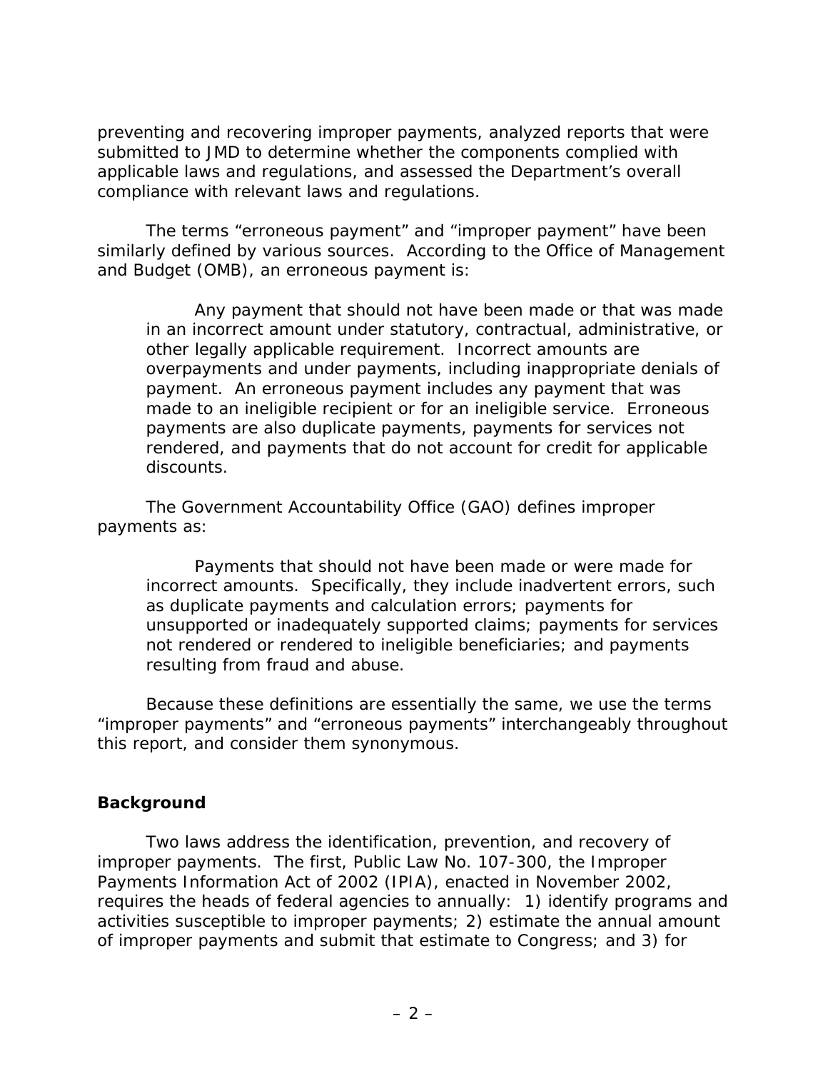preventing and recovering improper payments, analyzed reports that were submitted to JMD to determine whether the components complied with applicable laws and regulations, and assessed the Department's overall compliance with relevant laws and regulations.

The terms "erroneous payment" and "improper payment" have been similarly defined by various sources. According to the Office of Management and Budget (OMB), an erroneous payment is:

> Any payment that should not have been made or that was made in an incorrect amount under statutory, contractual, administrative, or other legally applicable requirement. Incorrect amounts are overpayments and under payments, including inappropriate denials of payment. An erroneous payment includes any payment that was made to an ineligible recipient or for an ineligible service. Erroneous payments are also duplicate payments, payments for services not rendered, and payments that do not account for credit for applicable discounts.

The Government Accountability Office (GAO) defines improper payments as:

> Payments that should not have been made or were made for incorrect amounts. Specifically, they include inadvertent errors, such as duplicate payments and calculation errors; payments for unsupported or inadequately supported claims; payments for services not rendered or rendered to ineligible beneficiaries; and payments resulting from fraud and abuse.

Because these definitions are essentially the same, we use the terms "improper payments" and "erroneous payments" interchangeably throughout this report, and consider them synonymous.

## Background

Two laws address the identification, prevention, and recovery of improper payments. The first, Public Law No. 107-300, the Improper Payments Information Act of 2002 (IPIA), enacted in November 2002, requires the heads of federal agencies to annually: 1) identify programs and activities susceptible to improper payments; 2) estimate the annual amount of improper payments and submit that estimate to Congress; and 3) for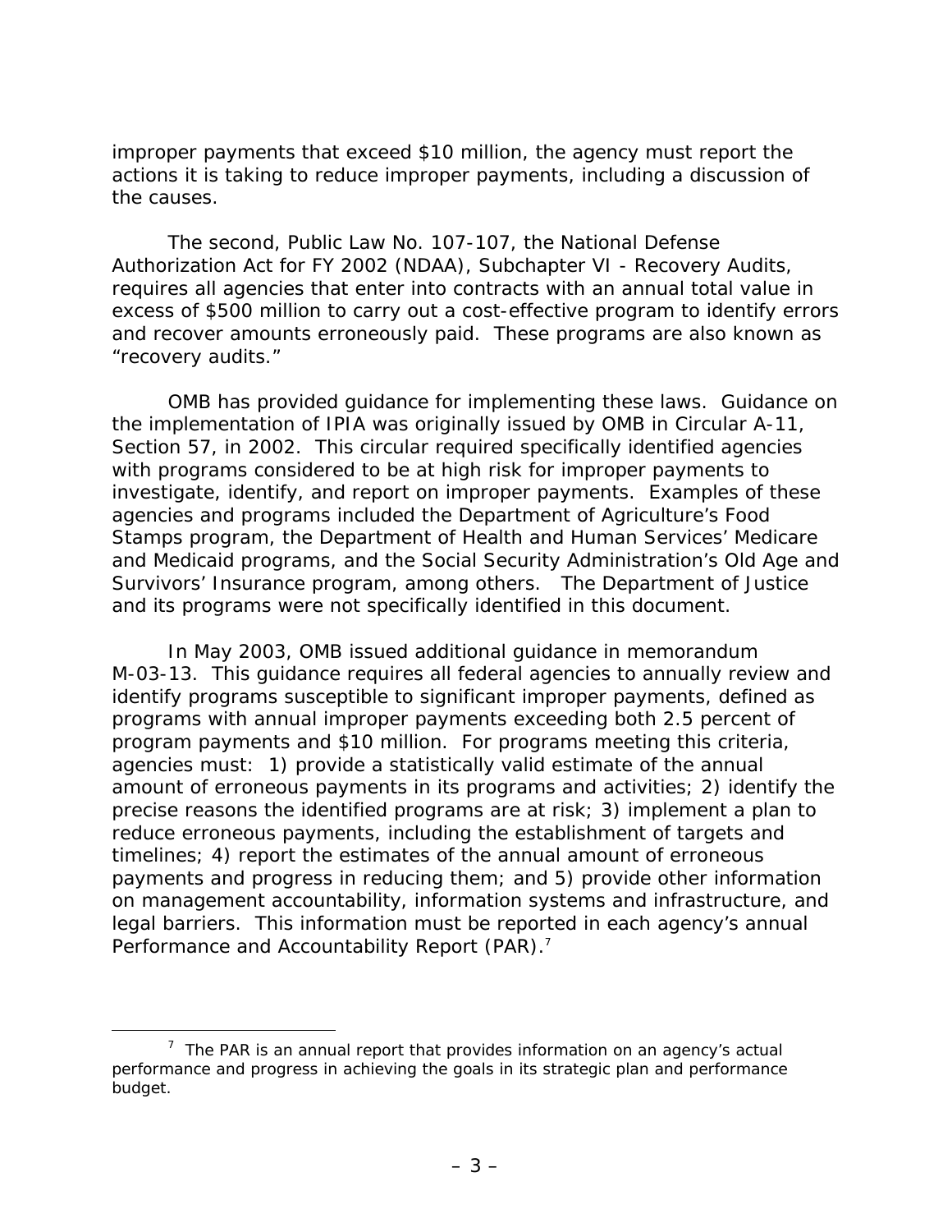improper payments that exceed $10 million, the agency must report the actions it is taking to reduce improper payments, including a discussion of the causes.

The second, Public Law No. 107-107, the National Defense Authorization Act for FY 2002 (NDAA), Subchapter VI - Recovery Audits, requires all agencies that enter into contracts with an annual total value in excess of $500 million to carry out a cost-effective program to identify errors and recover amounts erroneously paid. These programs are also known as "recovery audits."

OMB has provided guidance for implementing these laws. Guidance on the implementation of IPIA was originally issued by OMB in Circular A-11, Section 57, in 2002. This circular required specifically identified agencies with programs considered to be at high risk for improper payments to investigate, identify, and report on improper payments. Examples of these agencies and programs included the Department of Agriculture's Food Stamps program, the Department of Health and Human Services' Medicare and Medicaid programs, and the Social Security Administration's Old Age and Survivors' Insurance program, among others. The Department of Justice and its programs were not specifically identified in this document.

In May 2003, OMB issued additional guidance in memorandum M-03-13. This guidance requires all federal agencies to annually review and identify programs susceptible to significant improper payments, defined as programs with annual improper payments exceeding both 2.5 percent of program payments and $10 million. For programs meeting this criteria, agencies must: 1) provide a statistically valid estimate of the annual amount of erroneous payments in its programs and activities; 2) identify the precise reasons the identified programs are at risk; 3) implement a plan to reduce erroneous payments, including the establishment of targets and timelines; 4) report the estimates of the annual amount of erroneous payments and progress in reducing them; and 5) provide other information on management accountability, information systems and infrastructure, and legal barriers. This information must be reported in each agency's annual Performance and Accountability Report (PAR).[7]

---

[7] The PAR is an annual report that provides information on an agency's actual performance and progress in achieving the goals in its strategic plan and performance budget.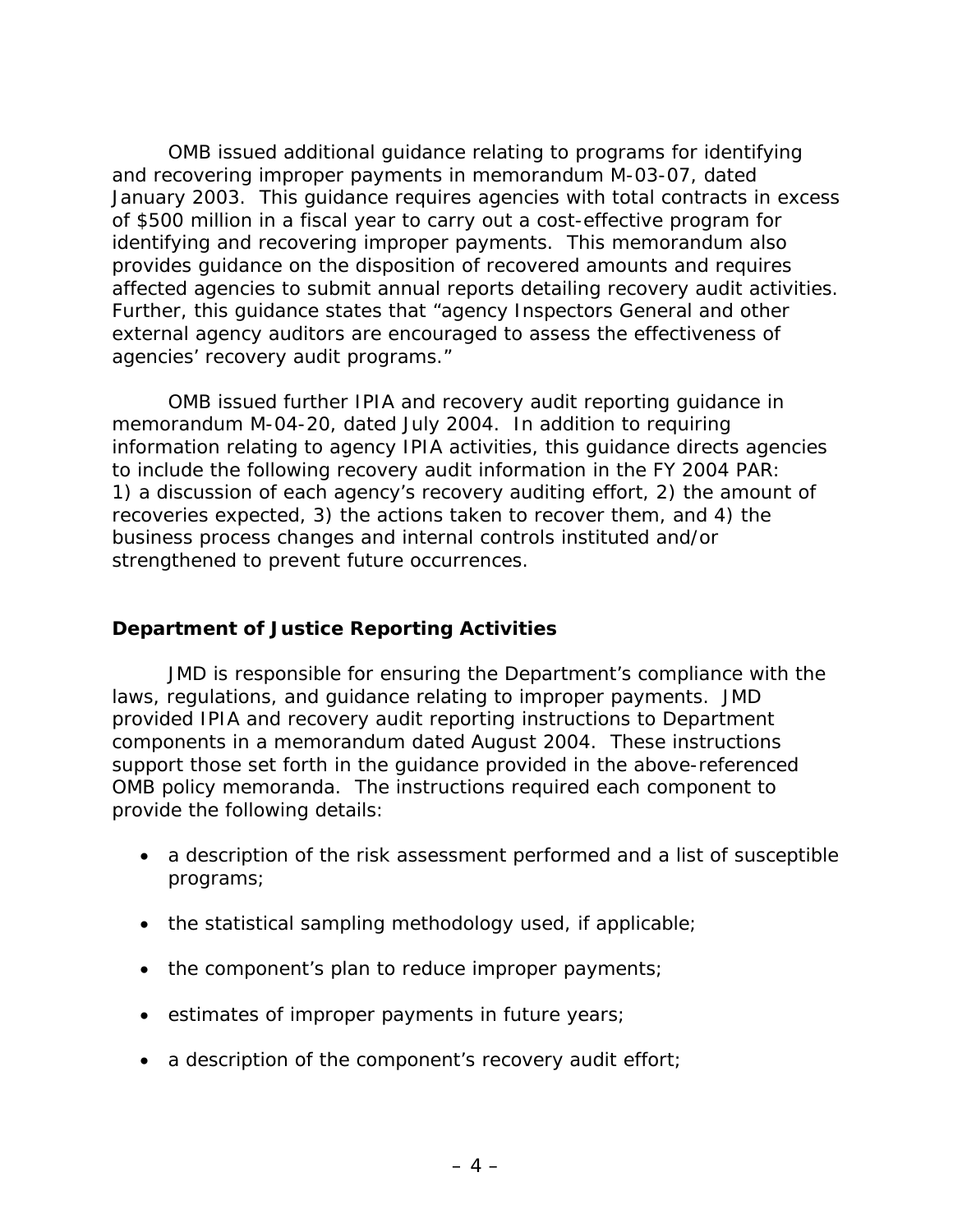OMB issued additional guidance relating to programs for identifying and recovering improper payments in memorandum M-03-07, dated January 2003. This guidance requires agencies with total contracts in excess of $500 million in a fiscal year to carry out a cost-effective program for identifying and recovering improper payments. This memorandum also provides guidance on the disposition of recovered amounts and requires affected agencies to submit annual reports detailing recovery audit activities. Further, this guidance states that "agency Inspectors General and other external agency auditors are encouraged to assess the effectiveness of agencies' recovery audit programs."

OMB issued further IPIA and recovery audit reporting guidance in memorandum M-04-20, dated July 2004. In addition to requiring information relating to agency IPIA activities, this guidance directs agencies to include the following recovery audit information in the FY 2004 PAR: 1) a discussion of each agency's recovery auditing effort, 2) the amount of recoveries expected, 3) the actions taken to recover them, and 4) the business process changes and internal controls instituted and/or strengthened to prevent future occurrences.

## Department of Justice Reporting Activities

JMD is responsible for ensuring the Department's compliance with the laws, regulations, and guidance relating to improper payments. JMD provided IPIA and recovery audit reporting instructions to Department components in a memorandum dated August 2004. These instructions support those set forth in the guidance provided in the above-referenced OMB policy memoranda. The instructions required each component to provide the following details:

- a description of the risk assessment performed and a list of susceptible programs;
- the statistical sampling methodology used, if applicable;
- the component's plan to reduce improper payments;
- estimates of improper payments in future years;
- a description of the component's recovery audit effort;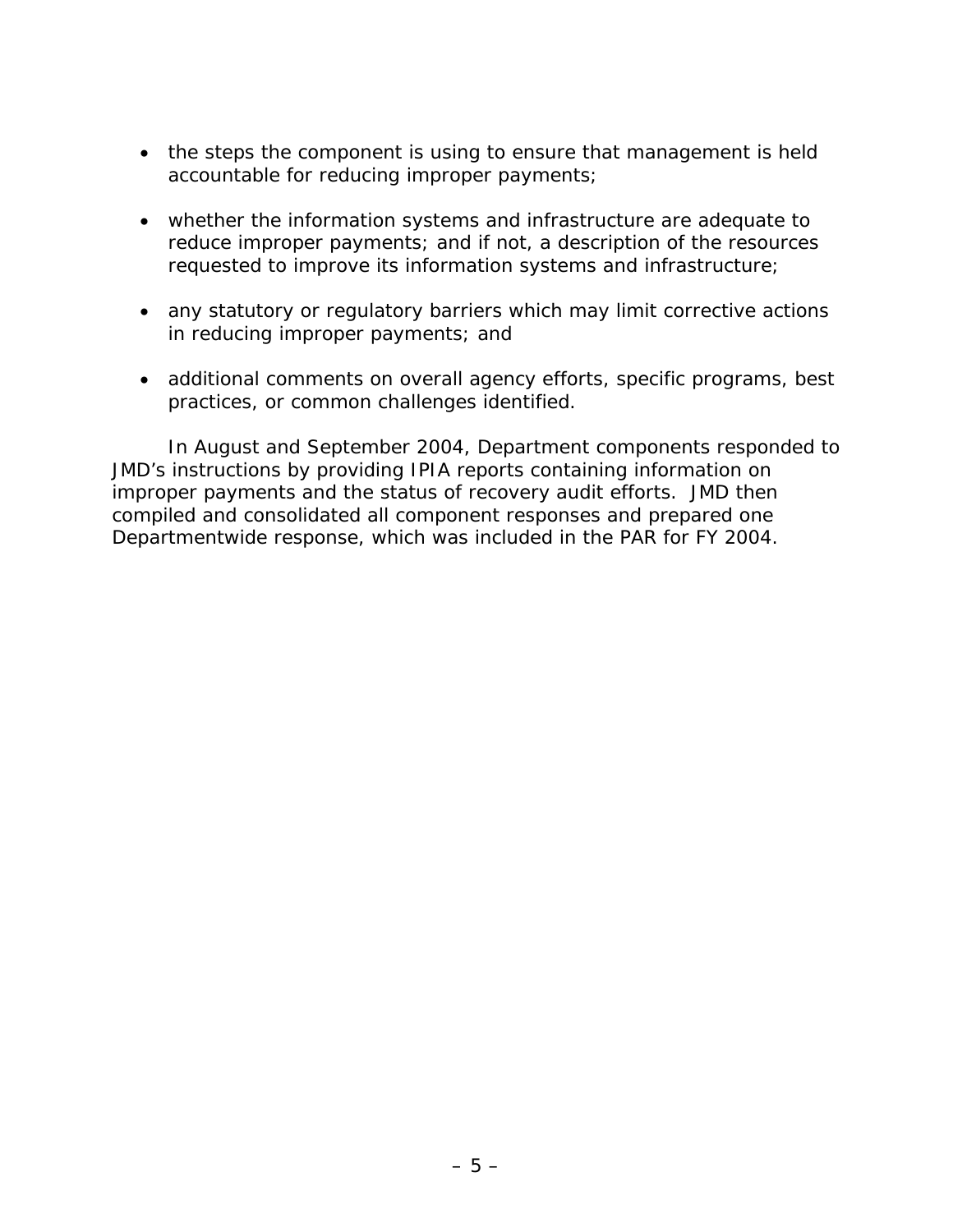- the steps the component is using to ensure that management is held accountable for reducing improper payments;

- whether the information systems and infrastructure are adequate to reduce improper payments; and if not, a description of the resources requested to improve its information systems and infrastructure;

- any statutory or regulatory barriers which may limit corrective actions in reducing improper payments; and

- additional comments on overall agency efforts, specific programs, best practices, or common challenges identified.

In August and September 2004, Department components responded to JMD's instructions by providing IPIA reports containing information on improper payments and the status of recovery audit efforts. JMD then compiled and consolidated all component responses and prepared one Departmentwide response, which was included in the PAR for FY 2004.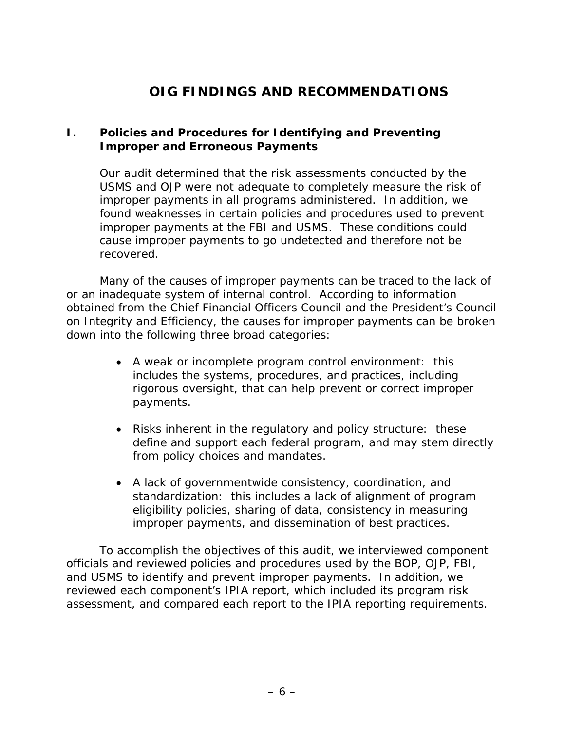# OIG FINDINGS AND RECOMMENDATIONS

## I. Policies and Procedures for Identifying and Preventing Improper and Erroneous Payments

Our audit determined that the risk assessments conducted by the USMS and OJP were not adequate to completely measure the risk of improper payments in all programs administered. In addition, we found weaknesses in certain policies and procedures used to prevent improper payments at the FBI and USMS. These conditions could cause improper payments to go undetected and therefore not be recovered.

Many of the causes of improper payments can be traced to the lack of or an inadequate system of internal control. According to information obtained from the Chief Financial Officers Council and the President's Council on Integrity and Efficiency, the causes for improper payments can be broken down into the following three broad categories:

- A weak or incomplete program control environment: this includes the systems, procedures, and practices, including rigorous oversight, that can help prevent or correct improper payments.
- Risks inherent in the regulatory and policy structure: these define and support each federal program, and may stem directly from policy choices and mandates.
- A lack of governmentwide consistency, coordination, and standardization: this includes a lack of alignment of program eligibility policies, sharing of data, consistency in measuring improper payments, and dissemination of best practices.

To accomplish the objectives of this audit, we interviewed component officials and reviewed policies and procedures used by the BOP, OJP, FBI, and USMS to identify and prevent improper payments. In addition, we reviewed each component's IPIA report, which included its program risk assessment, and compared each report to the IPIA reporting requirements.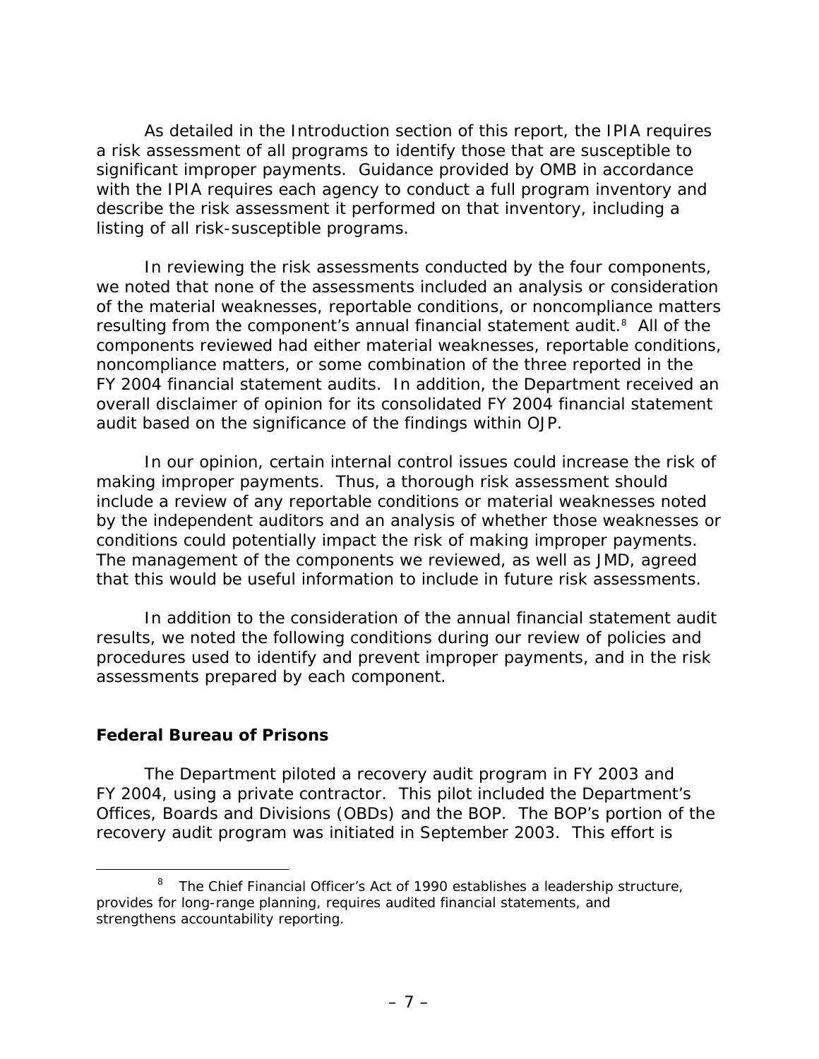As detailed in the Introduction section of this report, the IPIA requires a risk assessment of all programs to identify those that are susceptible to significant improper payments. Guidance provided by OMB in accordance with the IPIA requires each agency to conduct a full program inventory and describe the risk assessment it performed on that inventory, including a listing of all risk-susceptible programs.

In reviewing the risk assessments conducted by the four components, we noted that none of the assessments included an analysis or consideration of the material weaknesses, reportable conditions, or noncompliance matters resulting from the component's annual financial statement audit.[8] All of the components reviewed had either material weaknesses, reportable conditions, noncompliance matters, or some combination of the three reported in the FY 2004 financial statement audits. In addition, the Department received an overall disclaimer of opinion for its consolidated FY 2004 financial statement audit based on the significance of the findings within OJP.

In our opinion, certain internal control issues could increase the risk of making improper payments. Thus, a thorough risk assessment should include a review of any reportable conditions or material weaknesses noted by the independent auditors and an analysis of whether those weaknesses or conditions could potentially impact the risk of making improper payments. The management of the components we reviewed, as well as JMD, agreed that this would be useful information to include in future risk assessments.

In addition to the consideration of the annual financial statement audit results, we noted the following conditions during our review of policies and procedures used to identify and prevent improper payments, and in the risk assessments prepared by each component.

### Federal Bureau of Prisons

The Department piloted a recovery audit program in FY 2003 and FY 2004, using a private contractor. This pilot included the Department's Offices, Boards and Divisions (OBDs) and the BOP. The BOP's portion of the recovery audit program was initiated in September 2003. This effort is

[8] The Chief Financial Officer's Act of 1990 establishes a leadership structure, provides for long-range planning, requires audited financial statements, and strengthens accountability reporting.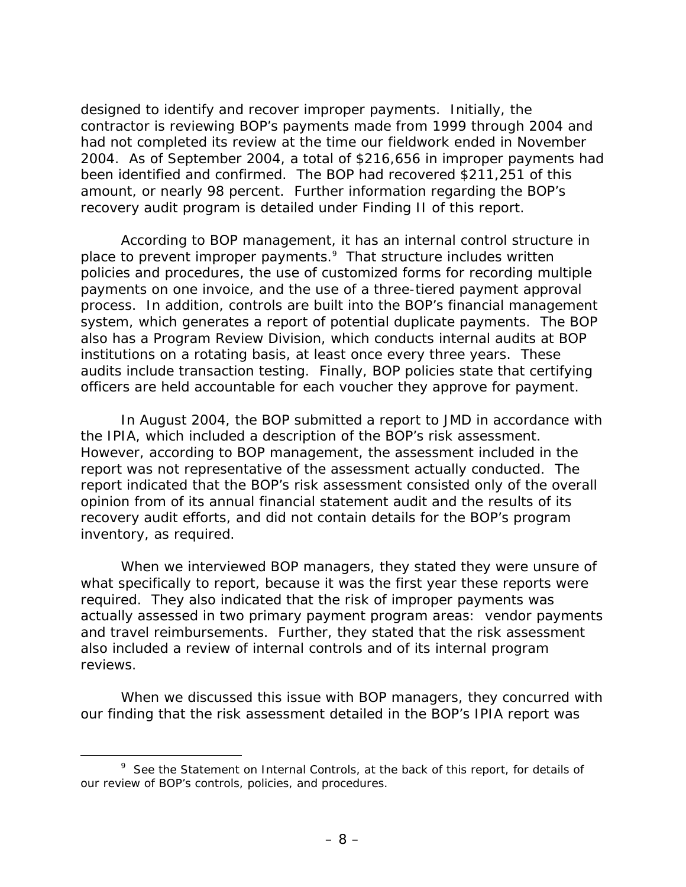designed to identify and recover improper payments. Initially, the contractor is reviewing BOP's payments made from 1999 through 2004 and had not completed its review at the time our fieldwork ended in November 2004. As of September 2004, a total of $216,656 in improper payments had been identified and confirmed. The BOP had recovered $211,251 of this amount, or nearly 98 percent. Further information regarding the BOP's recovery audit program is detailed under Finding II of this report.

According to BOP management, it has an internal control structure in place to prevent improper payments.[9] That structure includes written policies and procedures, the use of customized forms for recording multiple payments on one invoice, and the use of a three-tiered payment approval process. In addition, controls are built into the BOP's financial management system, which generates a report of potential duplicate payments. The BOP also has a Program Review Division, which conducts internal audits at BOP institutions on a rotating basis, at least once every three years. These audits include transaction testing. Finally, BOP policies state that certifying officers are held accountable for each voucher they approve for payment.

In August 2004, the BOP submitted a report to JMD in accordance with the IPIA, which included a description of the BOP's risk assessment. However, according to BOP management, the assessment included in the report was not representative of the assessment actually conducted. The report indicated that the BOP's risk assessment consisted only of the overall opinion from of its annual financial statement audit and the results of its recovery audit efforts, and did not contain details for the BOP's program inventory, as required.

When we interviewed BOP managers, they stated they were unsure of what specifically to report, because it was the first year these reports were required. They also indicated that the risk of improper payments was actually assessed in two primary payment program areas: vendor payments and travel reimbursements. Further, they stated that the risk assessment also included a review of internal controls and of its internal program reviews.

When we discussed this issue with BOP managers, they concurred with our finding that the risk assessment detailed in the BOP's IPIA report was

[9] See the Statement on Internal Controls, at the back of this report, for details of our review of BOP's controls, policies, and procedures.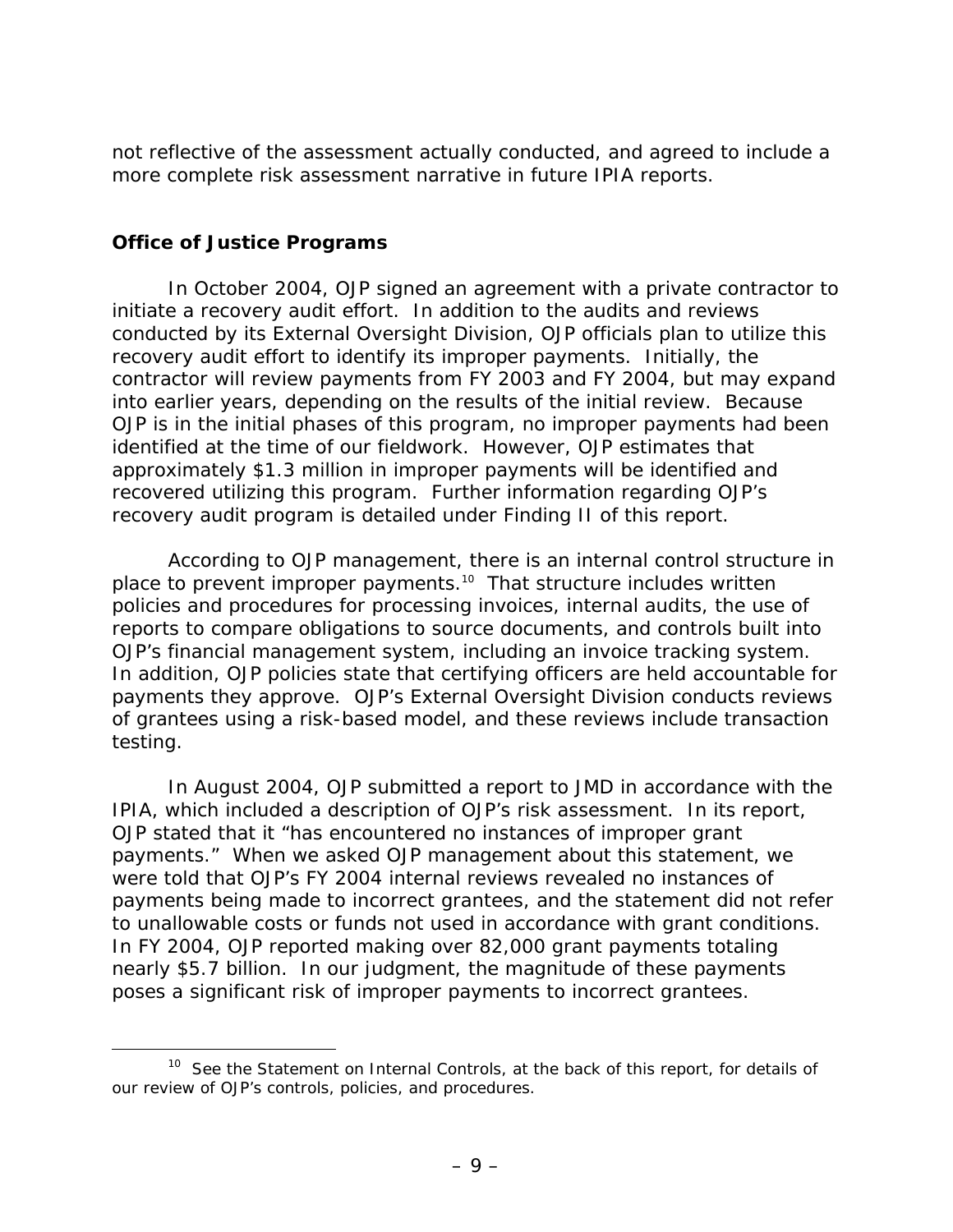not reflective of the assessment actually conducted, and agreed to include a more complete risk assessment narrative in future IPIA reports.

## Office of Justice Programs

In October 2004, OJP signed an agreement with a private contractor to initiate a recovery audit effort. In addition to the audits and reviews conducted by its External Oversight Division, OJP officials plan to utilize this recovery audit effort to identify its improper payments. Initially, the contractor will review payments from FY 2003 and FY 2004, but may expand into earlier years, depending on the results of the initial review. Because OJP is in the initial phases of this program, no improper payments had been identified at the time of our fieldwork. However, OJP estimates that approximately $1.3 million in improper payments will be identified and recovered utilizing this program. Further information regarding OJP's recovery audit program is detailed under Finding II of this report.

According to OJP management, there is an internal control structure in place to prevent improper payments.[10] That structure includes written policies and procedures for processing invoices, internal audits, the use of reports to compare obligations to source documents, and controls built into OJP's financial management system, including an invoice tracking system. In addition, OJP policies state that certifying officers are held accountable for payments they approve. OJP's External Oversight Division conducts reviews of grantees using a risk-based model, and these reviews include transaction testing.

In August 2004, OJP submitted a report to JMD in accordance with the IPIA, which included a description of OJP's risk assessment. In its report, OJP stated that it "has encountered no instances of improper grant payments." When we asked OJP management about this statement, we were told that OJP's FY 2004 internal reviews revealed no instances of payments being made to incorrect grantees, and the statement did not refer to unallowable costs or funds not used in accordance with grant conditions. In FY 2004, OJP reported making over 82,000 grant payments totaling nearly $5.7 billion. In our judgment, the magnitude of these payments poses a significant risk of improper payments to incorrect grantees.

---

[10] See the Statement on Internal Controls, at the back of this report, for details of our review of OJP's controls, policies, and procedures.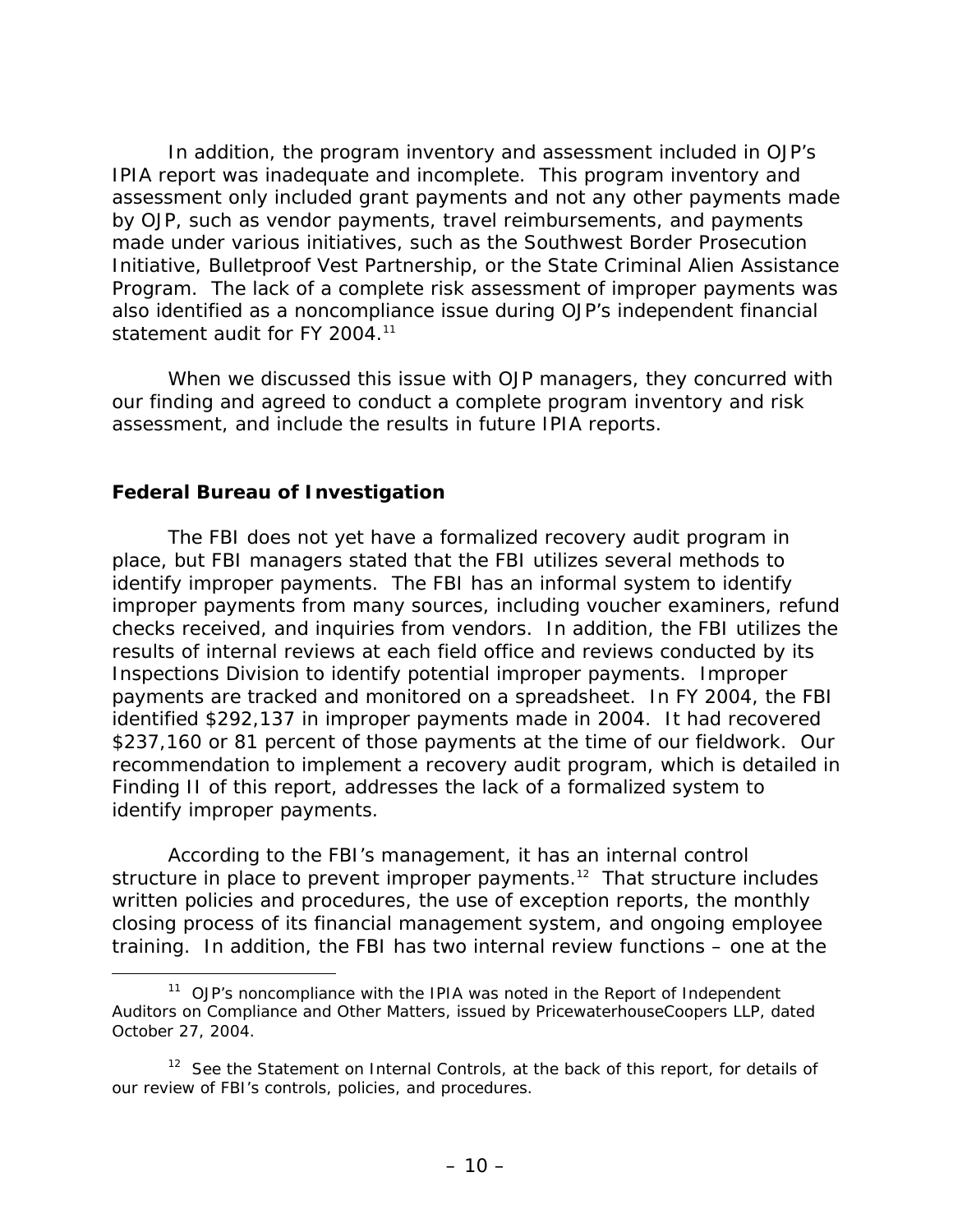In addition, the program inventory and assessment included in OJP's IPIA report was inadequate and incomplete. This program inventory and assessment only included grant payments and not any other payments made by OJP, such as vendor payments, travel reimbursements, and payments made under various initiatives, such as the Southwest Border Prosecution Initiative, Bulletproof Vest Partnership, or the State Criminal Alien Assistance Program. The lack of a complete risk assessment of improper payments was also identified as a noncompliance issue during OJP's independent financial statement audit for FY 2004.[11]

When we discussed this issue with OJP managers, they concurred with our finding and agreed to conduct a complete program inventory and risk assessment, and include the results in future IPIA reports.

### Federal Bureau of Investigation

The FBI does not yet have a formalized recovery audit program in place, but FBI managers stated that the FBI utilizes several methods to identify improper payments. The FBI has an informal system to identify improper payments from many sources, including voucher examiners, refund checks received, and inquiries from vendors. In addition, the FBI utilizes the results of internal reviews at each field office and reviews conducted by its Inspections Division to identify potential improper payments. Improper payments are tracked and monitored on a spreadsheet. In FY 2004, the FBI identified $292,137 in improper payments made in 2004. It had recovered $237,160 or 81 percent of those payments at the time of our fieldwork. Our recommendation to implement a recovery audit program, which is detailed in Finding II of this report, addresses the lack of a formalized system to identify improper payments.

According to the FBI's management, it has an internal control structure in place to prevent improper payments.[12] That structure includes written policies and procedures, the use of exception reports, the monthly closing process of its financial management system, and ongoing employee training. In addition, the FBI has two internal review functions – one at the

[11] OJP's noncompliance with the IPIA was noted in the Report of Independent Auditors on Compliance and Other Matters, issued by PricewaterhouseCoopers LLP, dated October 27, 2004.

[12] See the Statement on Internal Controls, at the back of this report, for details of our review of FBI's controls, policies, and procedures.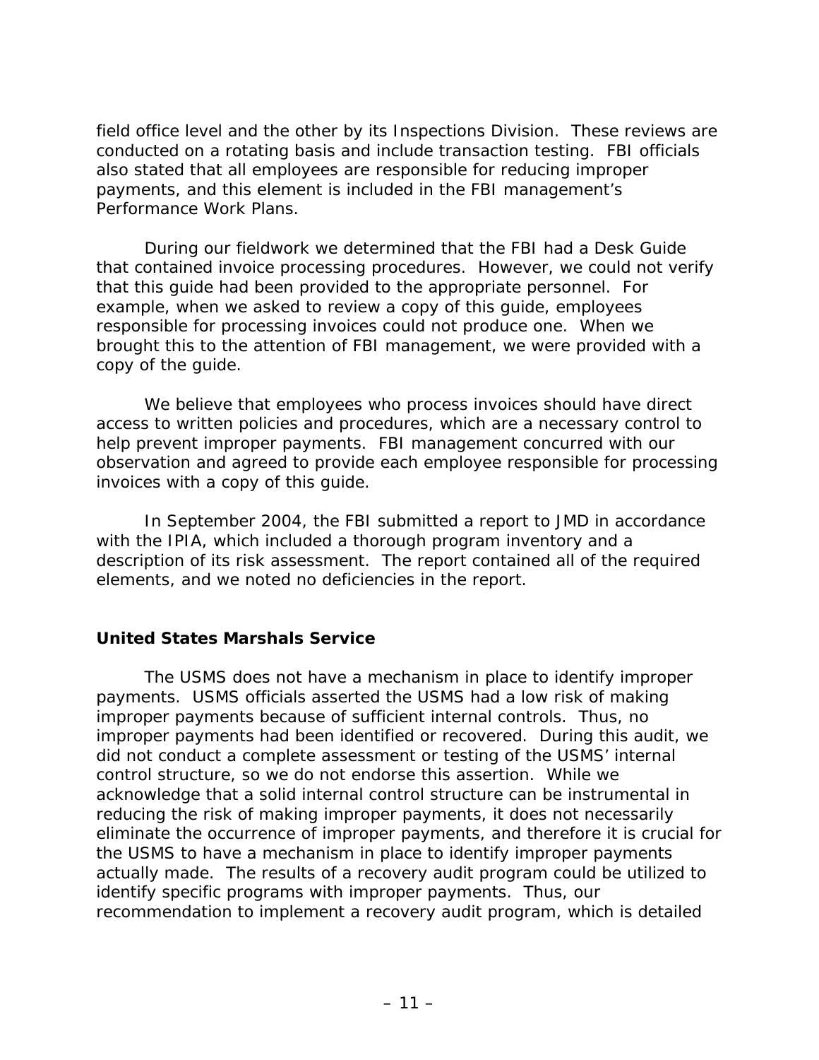field office level and the other by its Inspections Division. These reviews are conducted on a rotating basis and include transaction testing. FBI officials also stated that all employees are responsible for reducing improper payments, and this element is included in the FBI management's Performance Work Plans.

During our fieldwork we determined that the FBI had a Desk Guide that contained invoice processing procedures. However, we could not verify that this guide had been provided to the appropriate personnel. For example, when we asked to review a copy of this guide, employees responsible for processing invoices could not produce one. When we brought this to the attention of FBI management, we were provided with a copy of the guide.

We believe that employees who process invoices should have direct access to written policies and procedures, which are a necessary control to help prevent improper payments. FBI management concurred with our observation and agreed to provide each employee responsible for processing invoices with a copy of this guide.

In September 2004, the FBI submitted a report to JMD in accordance with the IPIA, which included a thorough program inventory and a description of its risk assessment. The report contained all of the required elements, and we noted no deficiencies in the report.

**United States Marshals Service**

The USMS does not have a mechanism in place to identify improper payments. USMS officials asserted the USMS had a low risk of making improper payments because of sufficient internal controls. Thus, no improper payments had been identified or recovered. During this audit, we did not conduct a complete assessment or testing of the USMS' internal control structure, so we do not endorse this assertion. While we acknowledge that a solid internal control structure can be instrumental in reducing the risk of making improper payments, it does not necessarily eliminate the occurrence of improper payments, and therefore it is crucial for the USMS to have a mechanism in place to identify improper payments actually made. The results of a recovery audit program could be utilized to identify specific programs with improper payments. Thus, our recommendation to implement a recovery audit program, which is detailed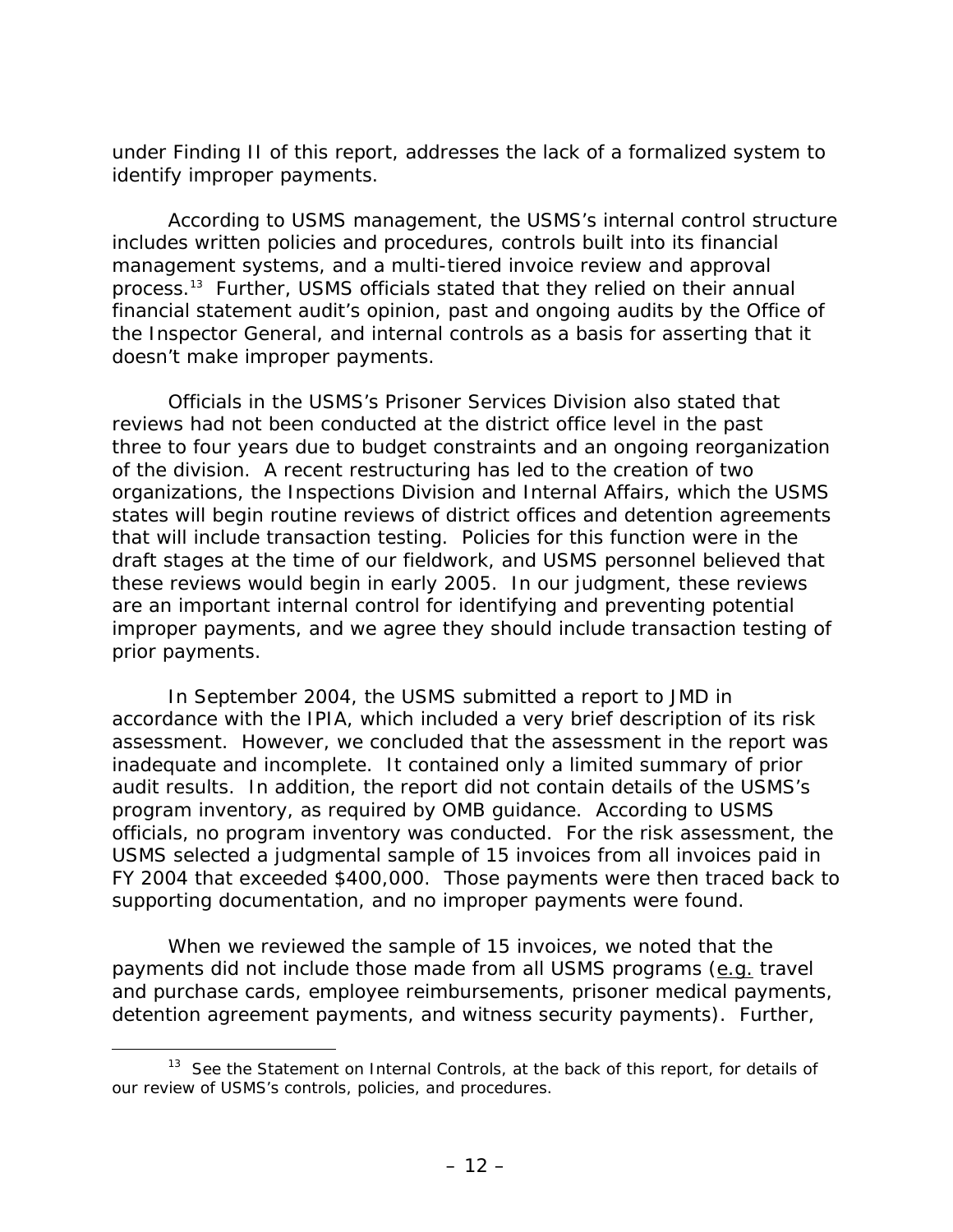under Finding II of this report, addresses the lack of a formalized system to identify improper payments.

According to USMS management, the USMS's internal control structure includes written policies and procedures, controls built into its financial management systems, and a multi-tiered invoice review and approval process.[13] Further, USMS officials stated that they relied on their annual financial statement audit's opinion, past and ongoing audits by the Office of the Inspector General, and internal controls as a basis for asserting that it doesn't make improper payments.

Officials in the USMS's Prisoner Services Division also stated that reviews had not been conducted at the district office level in the past three to four years due to budget constraints and an ongoing reorganization of the division. A recent restructuring has led to the creation of two organizations, the Inspections Division and Internal Affairs, which the USMS states will begin routine reviews of district offices and detention agreements that will include transaction testing. Policies for this function were in the draft stages at the time of our fieldwork, and USMS personnel believed that these reviews would begin in early 2005. In our judgment, these reviews are an important internal control for identifying and preventing potential improper payments, and we agree they should include transaction testing of prior payments.

In September 2004, the USMS submitted a report to JMD in accordance with the IPIA, which included a very brief description of its risk assessment. However, we concluded that the assessment in the report was inadequate and incomplete. It contained only a limited summary of prior audit results. In addition, the report did not contain details of the USMS's program inventory, as required by OMB guidance. According to USMS officials, no program inventory was conducted. For the risk assessment, the USMS selected a judgmental sample of 15 invoices from all invoices paid in FY 2004 that exceeded $400,000. Those payments were then traced back to supporting documentation, and no improper payments were found.

When we reviewed the sample of 15 invoices, we noted that the payments did not include those made from all USMS programs (e.g. travel and purchase cards, employee reimbursements, prisoner medical payments, detention agreement payments, and witness security payments). Further,

---

[13] See the Statement on Internal Controls, at the back of this report, for details of our review of USMS's controls, policies, and procedures.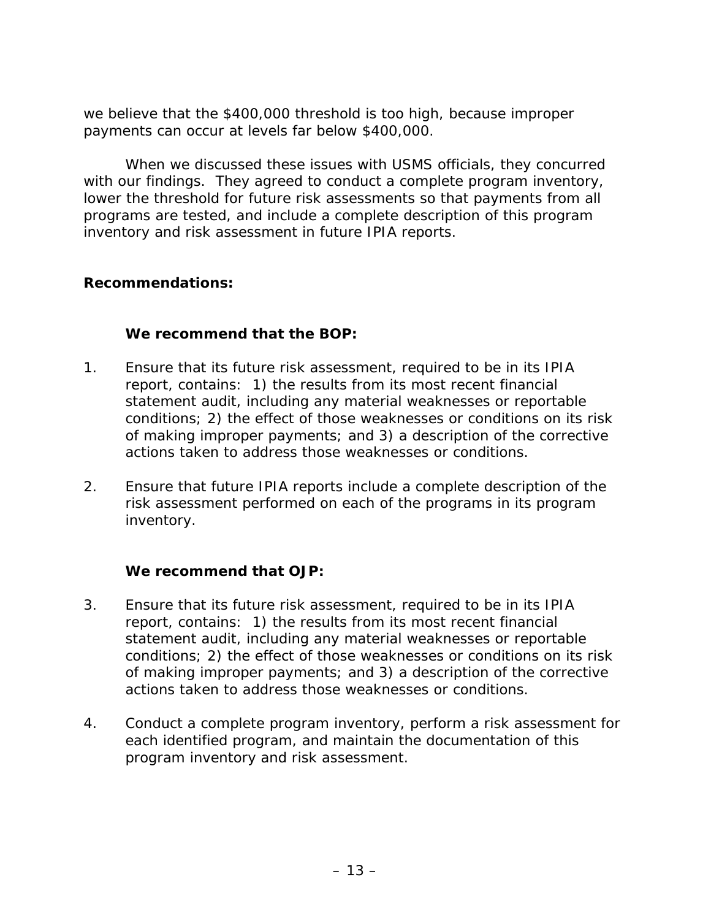we believe that the $400,000 threshold is too high, because improper payments can occur at levels far below $400,000.

When we discussed these issues with USMS officials, they concurred with our findings. They agreed to conduct a complete program inventory, lower the threshold for future risk assessments so that payments from all programs are tested, and include a complete description of this program inventory and risk assessment in future IPIA reports.

**Recommendations:**

**We recommend that the BOP:**

1. Ensure that its future risk assessment, required to be in its IPIA report, contains: 1) the results from its most recent financial statement audit, including any material weaknesses or reportable conditions; 2) the effect of those weaknesses or conditions on its risk of making improper payments; and 3) a description of the corrective actions taken to address those weaknesses or conditions.

2. Ensure that future IPIA reports include a complete description of the risk assessment performed on each of the programs in its program inventory.

**We recommend that OJP:**

3. Ensure that its future risk assessment, required to be in its IPIA report, contains: 1) the results from its most recent financial statement audit, including any material weaknesses or reportable conditions; 2) the effect of those weaknesses or conditions on its risk of making improper payments; and 3) a description of the corrective actions taken to address those weaknesses or conditions.

4. Conduct a complete program inventory, perform a risk assessment for each identified program, and maintain the documentation of this program inventory and risk assessment.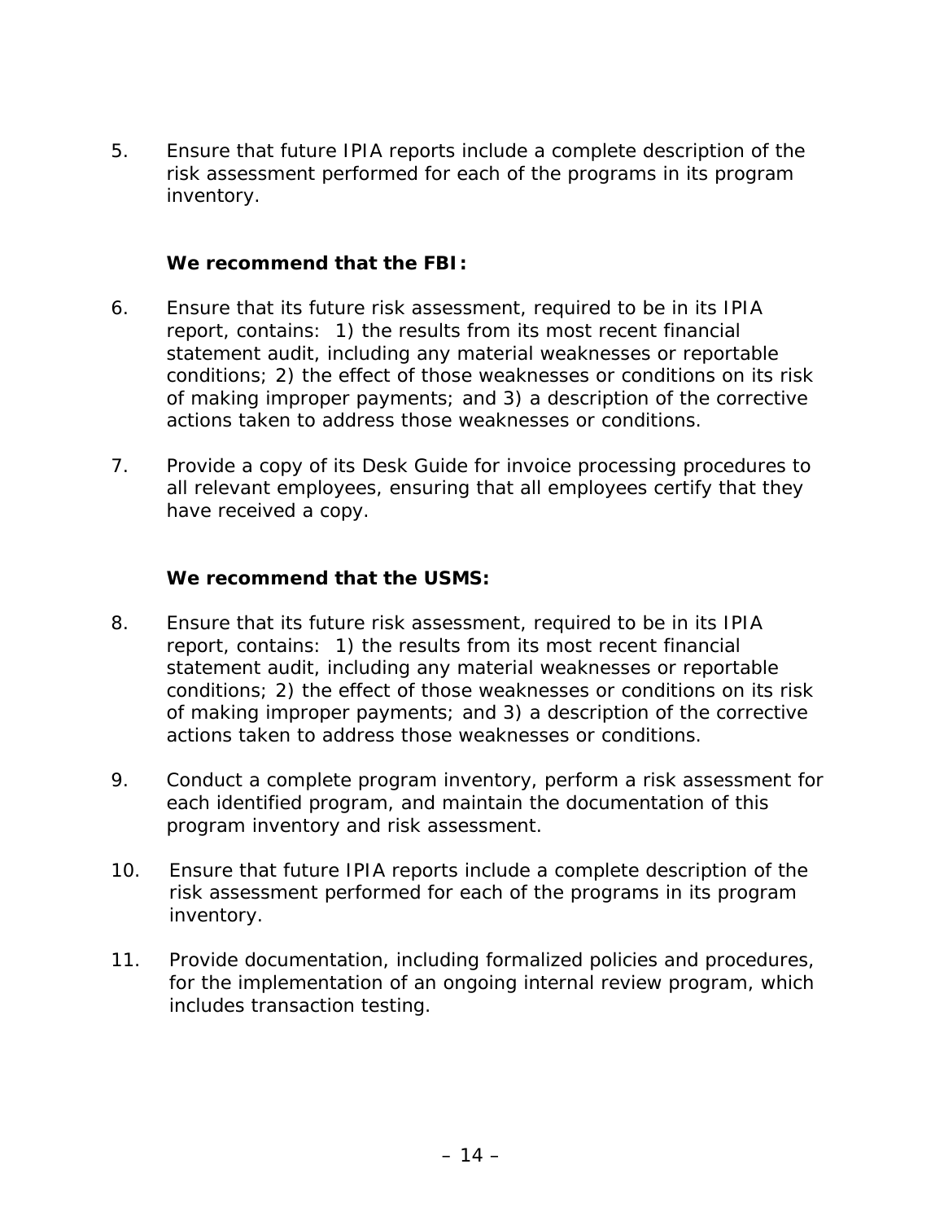5. Ensure that future IPIA reports include a complete description of the risk assessment performed for each of the programs in its program inventory.

**We recommend that the FBI:**

6. Ensure that its future risk assessment, required to be in its IPIA report, contains: 1) the results from its most recent financial statement audit, including any material weaknesses or reportable conditions; 2) the effect of those weaknesses or conditions on its risk of making improper payments; and 3) a description of the corrective actions taken to address those weaknesses or conditions.

7. Provide a copy of its Desk Guide for invoice processing procedures to all relevant employees, ensuring that all employees certify that they have received a copy.

**We recommend that the USMS:**

8. Ensure that its future risk assessment, required to be in its IPIA report, contains: 1) the results from its most recent financial statement audit, including any material weaknesses or reportable conditions; 2) the effect of those weaknesses or conditions on its risk of making improper payments; and 3) a description of the corrective actions taken to address those weaknesses or conditions.

9. Conduct a complete program inventory, perform a risk assessment for each identified program, and maintain the documentation of this program inventory and risk assessment.

10. Ensure that future IPIA reports include a complete description of the risk assessment performed for each of the programs in its program inventory.

11. Provide documentation, including formalized policies and procedures, for the implementation of an ongoing internal review program, which includes transaction testing.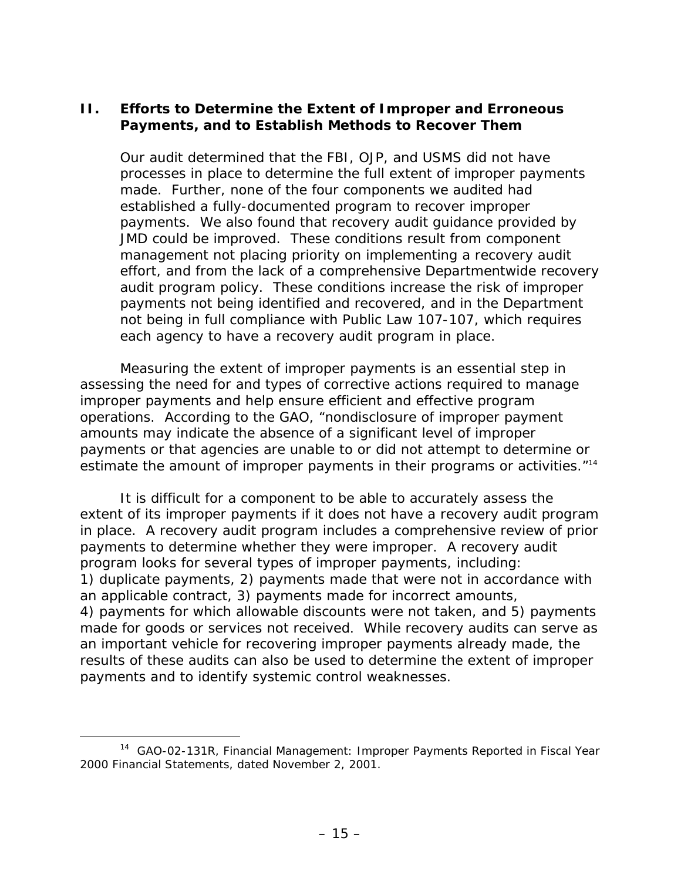## II. Efforts to Determine the Extent of Improper and Erroneous Payments, and to Establish Methods to Recover Them

**Our audit determined that the FBI, OJP, and USMS did not have processes in place to determine the full extent of improper payments made. Further, none of the four components we audited had established a fully-documented program to recover improper payments. We also found that recovery audit guidance provided by JMD could be improved. These conditions result from component management not placing priority on implementing a recovery audit effort, and from the lack of a comprehensive Departmentwide recovery audit program policy. These conditions increase the risk of improper payments not being identified and recovered, and in the Department not being in full compliance with Public Law 107-107, which requires each agency to have a recovery audit program in place.**

Measuring the extent of improper payments is an essential step in assessing the need for and types of corrective actions required to manage improper payments and help ensure efficient and effective program operations. According to the GAO, "nondisclosure of improper payment amounts may indicate the absence of a significant level of improper payments or that agencies are unable to or did not attempt to determine or estimate the amount of improper payments in their programs or activities."[14]

It is difficult for a component to be able to accurately assess the extent of its improper payments if it does not have a recovery audit program in place. A recovery audit program includes a comprehensive review of prior payments to determine whether they were improper. A recovery audit program looks for several types of improper payments, including: 1) duplicate payments, 2) payments made that were not in accordance with an applicable contract, 3) payments made for incorrect amounts, 4) payments for which allowable discounts were not taken, and 5) payments made for goods or services not received. While recovery audits can serve as an important vehicle for recovering improper payments already made, the results of these audits can also be used to determine the extent of improper payments and to identify systemic control weaknesses.

[14] GAO-02-131R, Financial Management: Improper Payments Reported in Fiscal Year 2000 Financial Statements, dated November 2, 2001.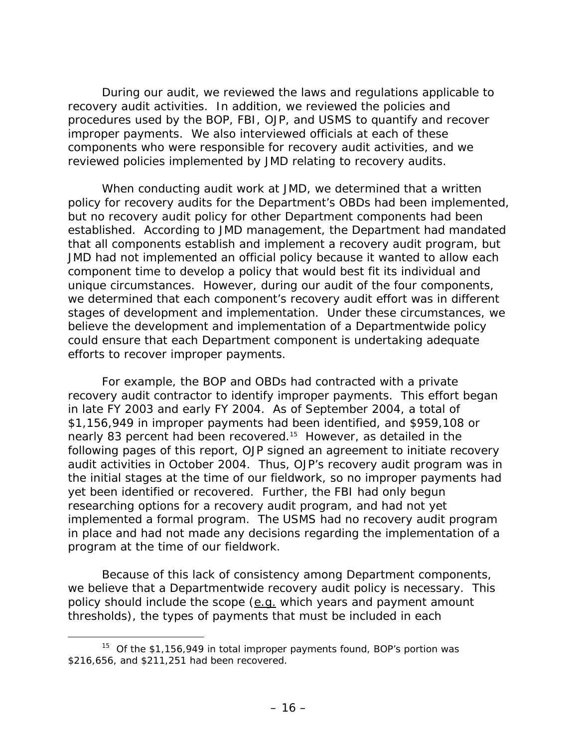During our audit, we reviewed the laws and regulations applicable to recovery audit activities. In addition, we reviewed the policies and procedures used by the BOP, FBI, OJP, and USMS to quantify and recover improper payments. We also interviewed officials at each of these components who were responsible for recovery audit activities, and we reviewed policies implemented by JMD relating to recovery audits.

When conducting audit work at JMD, we determined that a written policy for recovery audits for the Department's OBDs had been implemented, but no recovery audit policy for other Department components had been established. According to JMD management, the Department had mandated that all components establish and implement a recovery audit program, but JMD had not implemented an official policy because it wanted to allow each component time to develop a policy that would best fit its individual and unique circumstances. However, during our audit of the four components, we determined that each component's recovery audit effort was in different stages of development and implementation. Under these circumstances, we believe the development and implementation of a Departmentwide policy could ensure that each Department component is undertaking adequate efforts to recover improper payments.

For example, the BOP and OBDs had contracted with a private recovery audit contractor to identify improper payments. This effort began in late FY 2003 and early FY 2004. As of September 2004, a total of $1,156,949 in improper payments had been identified, and $959,108 or nearly 83 percent had been recovered.[15] However, as detailed in the following pages of this report, OJP signed an agreement to initiate recovery audit activities in October 2004. Thus, OJP's recovery audit program was in the initial stages at the time of our fieldwork, so no improper payments had yet been identified or recovered. Further, the FBI had only begun researching options for a recovery audit program, and had not yet implemented a formal program. The USMS had no recovery audit program in place and had not made any decisions regarding the implementation of a program at the time of our fieldwork.

Because of this lack of consistency among Department components, we believe that a Departmentwide recovery audit policy is necessary. This policy should include the scope (e.g. which years and payment amount thresholds), the types of payments that must be included in each

---

[15] Of the $1,156,949 in total improper payments found, BOP's portion was $216,656, and $211,251 had been recovered.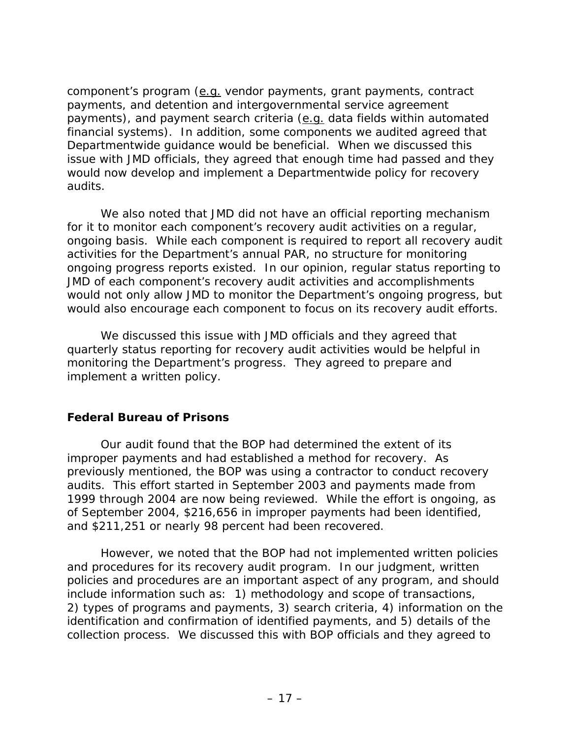component's program (e.g. vendor payments, grant payments, contract payments, and detention and intergovernmental service agreement payments), and payment search criteria (e.g. data fields within automated financial systems). In addition, some components we audited agreed that Departmentwide guidance would be beneficial. When we discussed this issue with JMD officials, they agreed that enough time had passed and they would now develop and implement a Departmentwide policy for recovery audits.

We also noted that JMD did not have an official reporting mechanism for it to monitor each component's recovery audit activities on a regular, ongoing basis. While each component is required to report all recovery audit activities for the Department's annual PAR, no structure for monitoring ongoing progress reports existed. In our opinion, regular status reporting to JMD of each component's recovery audit activities and accomplishments would not only allow JMD to monitor the Department's ongoing progress, but would also encourage each component to focus on its recovery audit efforts.

We discussed this issue with JMD officials and they agreed that quarterly status reporting for recovery audit activities would be helpful in monitoring the Department's progress. They agreed to prepare and implement a written policy.

### Federal Bureau of Prisons

Our audit found that the BOP had determined the extent of its improper payments and had established a method for recovery. As previously mentioned, the BOP was using a contractor to conduct recovery audits. This effort started in September 2003 and payments made from 1999 through 2004 are now being reviewed. While the effort is ongoing, as of September 2004, $216,656 in improper payments had been identified, and $211,251 or nearly 98 percent had been recovered.

However, we noted that the BOP had not implemented written policies and procedures for its recovery audit program. In our judgment, written policies and procedures are an important aspect of any program, and should include information such as: 1) methodology and scope of transactions, 2) types of programs and payments, 3) search criteria, 4) information on the identification and confirmation of identified payments, and 5) details of the collection process. We discussed this with BOP officials and they agreed to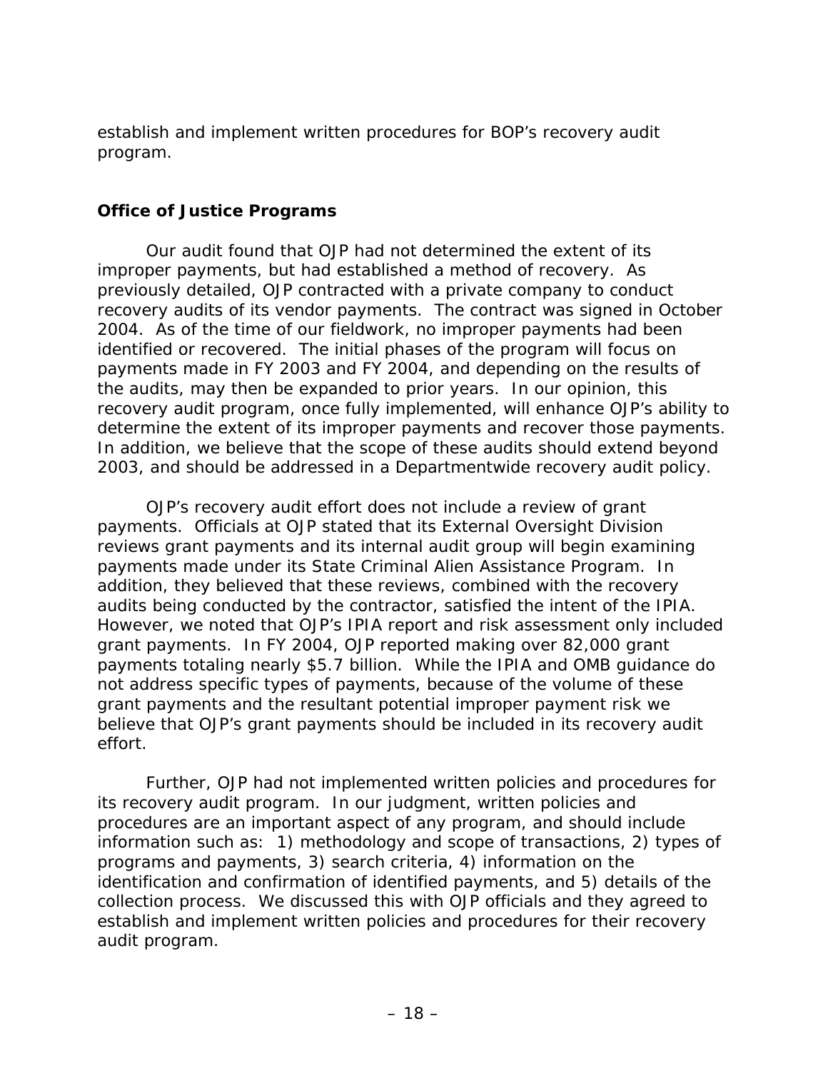establish and implement written procedures for BOP's recovery audit program.

## Office of Justice Programs

Our audit found that OJP had not determined the extent of its improper payments, but had established a method of recovery. As previously detailed, OJP contracted with a private company to conduct recovery audits of its vendor payments. The contract was signed in October 2004. As of the time of our fieldwork, no improper payments had been identified or recovered. The initial phases of the program will focus on payments made in FY 2003 and FY 2004, and depending on the results of the audits, may then be expanded to prior years. In our opinion, this recovery audit program, once fully implemented, will enhance OJP's ability to determine the extent of its improper payments and recover those payments. In addition, we believe that the scope of these audits should extend beyond 2003, and should be addressed in a Departmentwide recovery audit policy.

OJP's recovery audit effort does not include a review of grant payments. Officials at OJP stated that its External Oversight Division reviews grant payments and its internal audit group will begin examining payments made under its State Criminal Alien Assistance Program. In addition, they believed that these reviews, combined with the recovery audits being conducted by the contractor, satisfied the intent of the IPIA. However, we noted that OJP's IPIA report and risk assessment only included grant payments. In FY 2004, OJP reported making over 82,000 grant payments totaling nearly $5.7 billion. While the IPIA and OMB guidance do not address specific types of payments, because of the volume of these grant payments and the resultant potential improper payment risk we believe that OJP's grant payments should be included in its recovery audit effort.

Further, OJP had not implemented written policies and procedures for its recovery audit program. In our judgment, written policies and procedures are an important aspect of any program, and should include information such as: 1) methodology and scope of transactions, 2) types of programs and payments, 3) search criteria, 4) information on the identification and confirmation of identified payments, and 5) details of the collection process. We discussed this with OJP officials and they agreed to establish and implement written policies and procedures for their recovery audit program.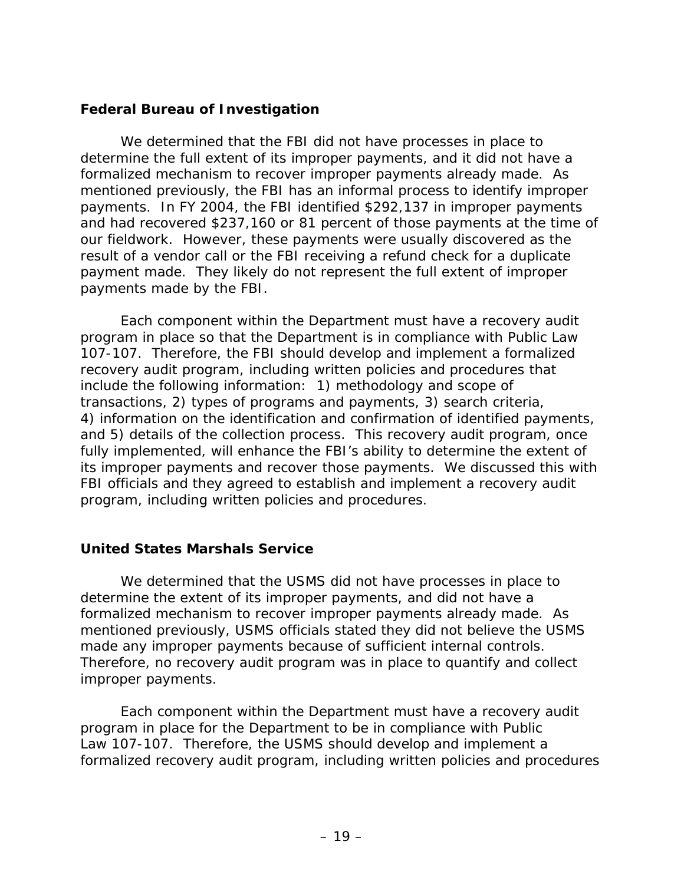### Federal Bureau of Investigation

We determined that the FBI did not have processes in place to determine the full extent of its improper payments, and it did not have a formalized mechanism to recover improper payments already made. As mentioned previously, the FBI has an informal process to identify improper payments. In FY 2004, the FBI identified $292,137 in improper payments and had recovered $237,160 or 81 percent of those payments at the time of our fieldwork. However, these payments were usually discovered as the result of a vendor call or the FBI receiving a refund check for a duplicate payment made. They likely do not represent the full extent of improper payments made by the FBI.

Each component within the Department must have a recovery audit program in place so that the Department is in compliance with Public Law 107-107. Therefore, the FBI should develop and implement a formalized recovery audit program, including written policies and procedures that include the following information: 1) methodology and scope of transactions, 2) types of programs and payments, 3) search criteria, 4) information on the identification and confirmation of identified payments, and 5) details of the collection process. This recovery audit program, once fully implemented, will enhance the FBI's ability to determine the extent of its improper payments and recover those payments. We discussed this with FBI officials and they agreed to establish and implement a recovery audit program, including written policies and procedures.

### United States Marshals Service

We determined that the USMS did not have processes in place to determine the extent of its improper payments, and did not have a formalized mechanism to recover improper payments already made. As mentioned previously, USMS officials stated they did not believe the USMS made any improper payments because of sufficient internal controls. Therefore, no recovery audit program was in place to quantify and collect improper payments.

Each component within the Department must have a recovery audit program in place for the Department to be in compliance with Public Law 107-107. Therefore, the USMS should develop and implement a formalized recovery audit program, including written policies and procedures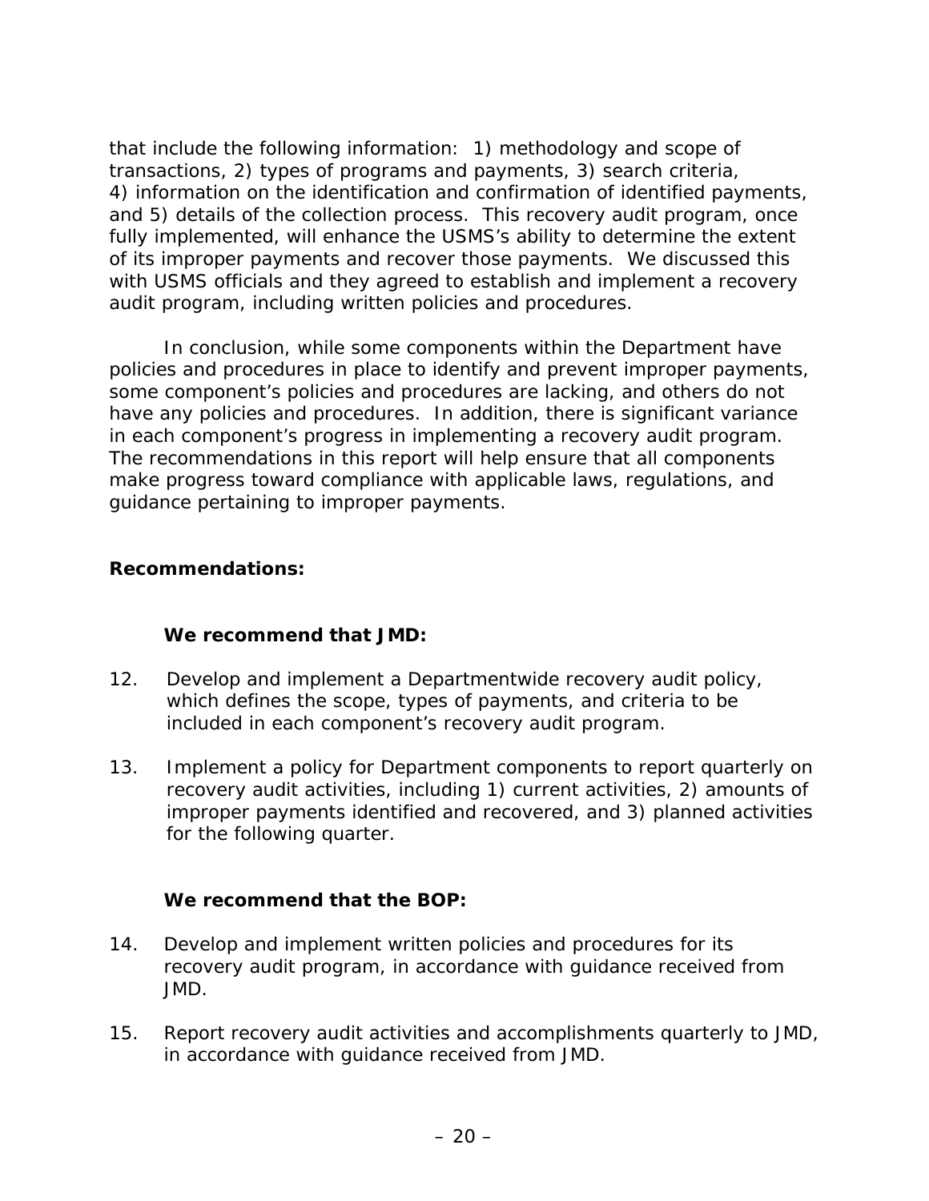that include the following information: 1) methodology and scope of transactions, 2) types of programs and payments, 3) search criteria, 4) information on the identification and confirmation of identified payments, and 5) details of the collection process. This recovery audit program, once fully implemented, will enhance the USMS's ability to determine the extent of its improper payments and recover those payments. We discussed this with USMS officials and they agreed to establish and implement a recovery audit program, including written policies and procedures.

In conclusion, while some components within the Department have policies and procedures in place to identify and prevent improper payments, some component's policies and procedures are lacking, and others do not have any policies and procedures. In addition, there is significant variance in each component's progress in implementing a recovery audit program. The recommendations in this report will help ensure that all components make progress toward compliance with applicable laws, regulations, and guidance pertaining to improper payments.

**Recommendations:**

**We recommend that JMD:**

12. Develop and implement a Departmentwide recovery audit policy, which defines the scope, types of payments, and criteria to be included in each component's recovery audit program.

13. Implement a policy for Department components to report quarterly on recovery audit activities, including 1) current activities, 2) amounts of improper payments identified and recovered, and 3) planned activities for the following quarter.

**We recommend that the BOP:**

14. Develop and implement written policies and procedures for its recovery audit program, in accordance with guidance received from JMD.

15. Report recovery audit activities and accomplishments quarterly to JMD, in accordance with guidance received from JMD.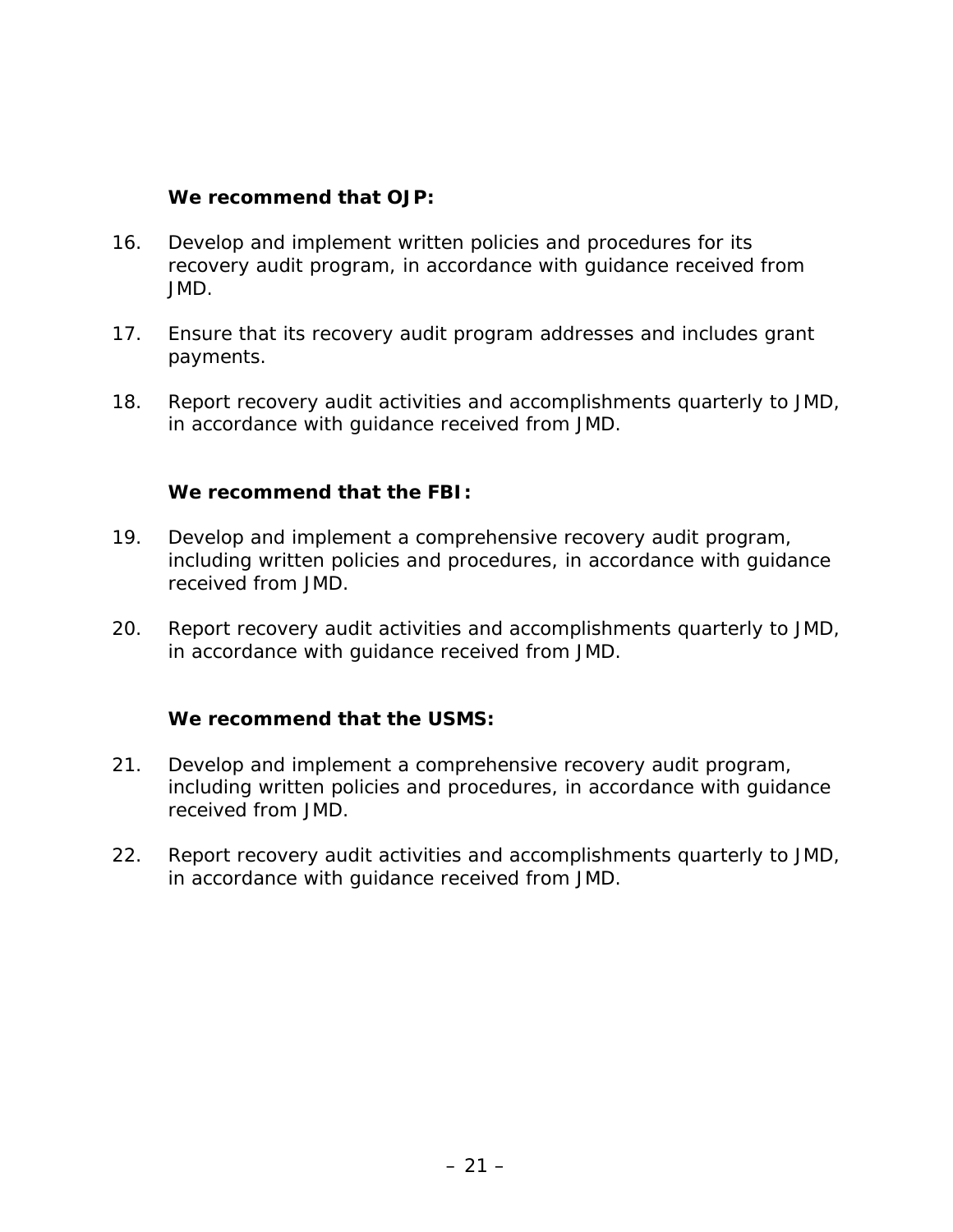**We recommend that OJP:**

16. Develop and implement written policies and procedures for its recovery audit program, in accordance with guidance received from JMD.

17. Ensure that its recovery audit program addresses and includes grant payments.

18. Report recovery audit activities and accomplishments quarterly to JMD, in accordance with guidance received from JMD.

**We recommend that the FBI:**

19. Develop and implement a comprehensive recovery audit program, including written policies and procedures, in accordance with guidance received from JMD.

20. Report recovery audit activities and accomplishments quarterly to JMD, in accordance with guidance received from JMD.

**We recommend that the USMS:**

21. Develop and implement a comprehensive recovery audit program, including written policies and procedures, in accordance with guidance received from JMD.

22. Report recovery audit activities and accomplishments quarterly to JMD, in accordance with guidance received from JMD.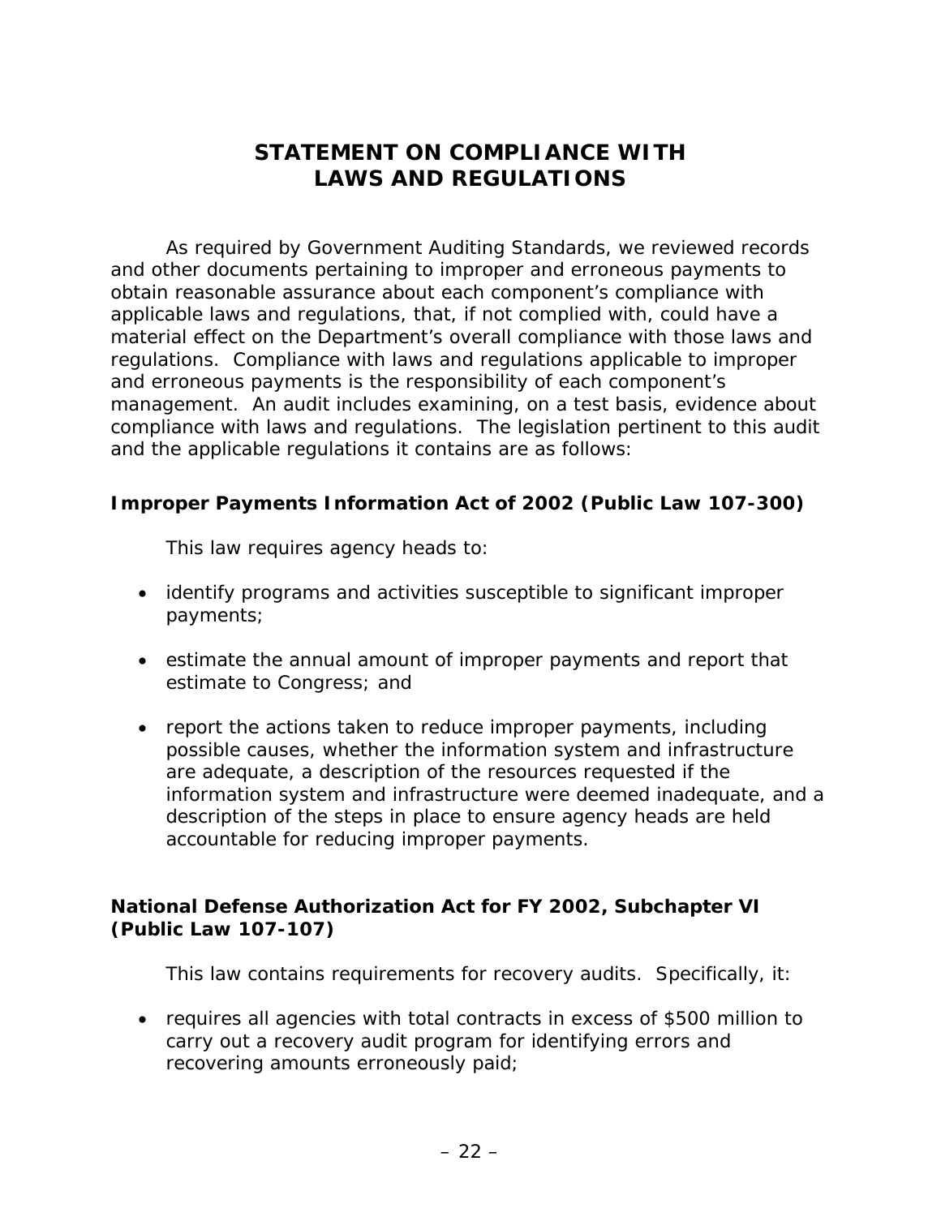# STATEMENT ON COMPLIANCE WITH LAWS AND REGULATIONS

As required by Government Auditing Standards, we reviewed records and other documents pertaining to improper and erroneous payments to obtain reasonable assurance about each component's compliance with applicable laws and regulations, that, if not complied with, could have a material effect on the Department's overall compliance with those laws and regulations. Compliance with laws and regulations applicable to improper and erroneous payments is the responsibility of each component's management. An audit includes examining, on a test basis, evidence about compliance with laws and regulations. The legislation pertinent to this audit and the applicable regulations it contains are as follows:

**Improper Payments Information Act of 2002 (Public Law 107-300)**

This law requires agency heads to:

- identify programs and activities susceptible to significant improper payments;
- estimate the annual amount of improper payments and report that estimate to Congress; and
- report the actions taken to reduce improper payments, including possible causes, whether the information system and infrastructure are adequate, a description of the resources requested if the information system and infrastructure were deemed inadequate, and a description of the steps in place to ensure agency heads are held accountable for reducing improper payments.

**National Defense Authorization Act for FY 2002, Subchapter VI (Public Law 107-107)**

This law contains requirements for recovery audits. Specifically, it:

- requires all agencies with total contracts in excess of $500 million to carry out a recovery audit program for identifying errors and recovering amounts erroneously paid;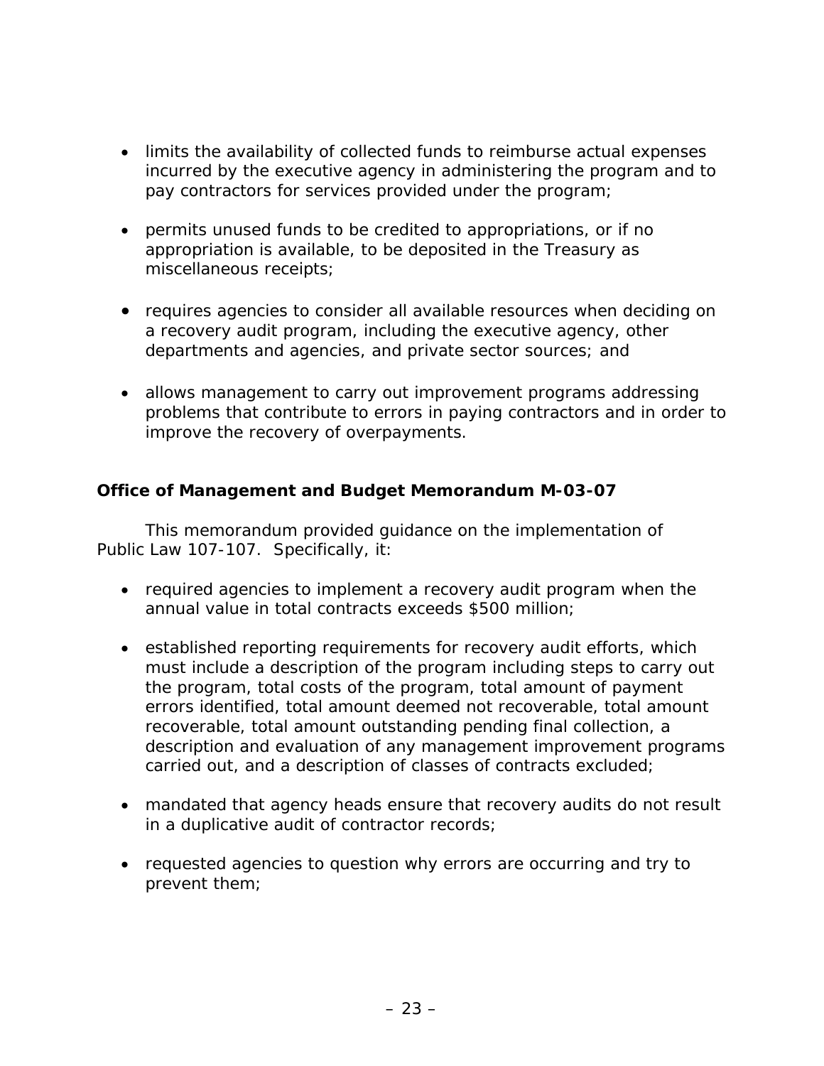- limits the availability of collected funds to reimburse actual expenses incurred by the executive agency in administering the program and to pay contractors for services provided under the program;

- permits unused funds to be credited to appropriations, or if no appropriation is available, to be deposited in the Treasury as miscellaneous receipts;

- requires agencies to consider all available resources when deciding on a recovery audit program, including the executive agency, other departments and agencies, and private sector sources; and

- allows management to carry out improvement programs addressing problems that contribute to errors in paying contractors and in order to improve the recovery of overpayments.

**Office of Management and Budget Memorandum M-03-07**

This memorandum provided guidance on the implementation of Public Law 107-107. Specifically, it:

- required agencies to implement a recovery audit program when the annual value in total contracts exceeds $500 million;

- established reporting requirements for recovery audit efforts, which must include a description of the program including steps to carry out the program, total costs of the program, total amount of payment errors identified, total amount deemed not recoverable, total amount recoverable, total amount outstanding pending final collection, a description and evaluation of any management improvement programs carried out, and a description of classes of contracts excluded;

- mandated that agency heads ensure that recovery audits do not result in a duplicative audit of contractor records;

- requested agencies to question why errors are occurring and try to prevent them;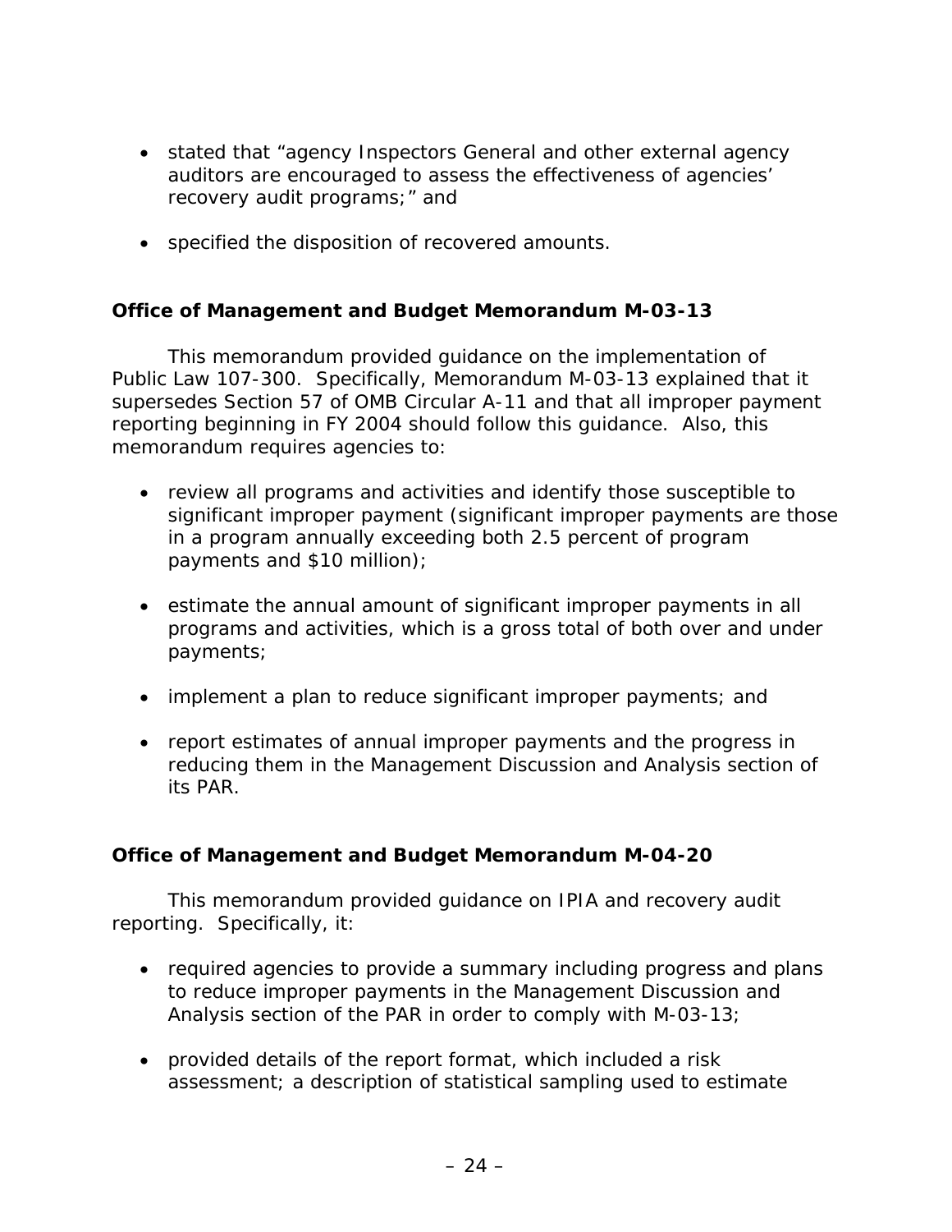- stated that "agency Inspectors General and other external agency auditors are encouraged to assess the effectiveness of agencies' recovery audit programs;" and

- specified the disposition of recovered amounts.

### Office of Management and Budget Memorandum M-03-13

This memorandum provided guidance on the implementation of Public Law 107-300. Specifically, Memorandum M-03-13 explained that it supersedes Section 57 of OMB Circular A-11 and that all improper payment reporting beginning in FY 2004 should follow this guidance. Also, this memorandum requires agencies to:

- review all programs and activities and identify those susceptible to significant improper payment (significant improper payments are those in a program annually exceeding both 2.5 percent of program payments and $10 million);

- estimate the annual amount of significant improper payments in all programs and activities, which is a gross total of both over and under payments;

- implement a plan to reduce significant improper payments; and

- report estimates of annual improper payments and the progress in reducing them in the Management Discussion and Analysis section of its PAR.

### Office of Management and Budget Memorandum M-04-20

This memorandum provided guidance on IPIA and recovery audit reporting. Specifically, it:

- required agencies to provide a summary including progress and plans to reduce improper payments in the Management Discussion and Analysis section of the PAR in order to comply with M-03-13;

- provided details of the report format, which included a risk assessment; a description of statistical sampling used to estimate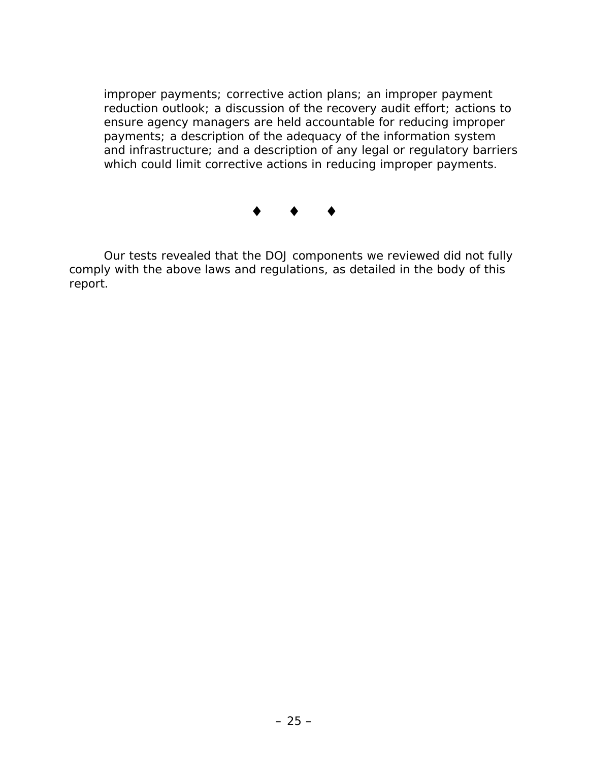improper payments; corrective action plans; an improper payment reduction outlook; a discussion of the recovery audit effort; actions to ensure agency managers are held accountable for reducing improper payments; a description of the adequacy of the information system and infrastructure; and a description of any legal or regulatory barriers which could limit corrective actions in reducing improper payments.

♦ ♦ ♦

Our tests revealed that the DOJ components we reviewed did not fully comply with the above laws and regulations, as detailed in the body of this report.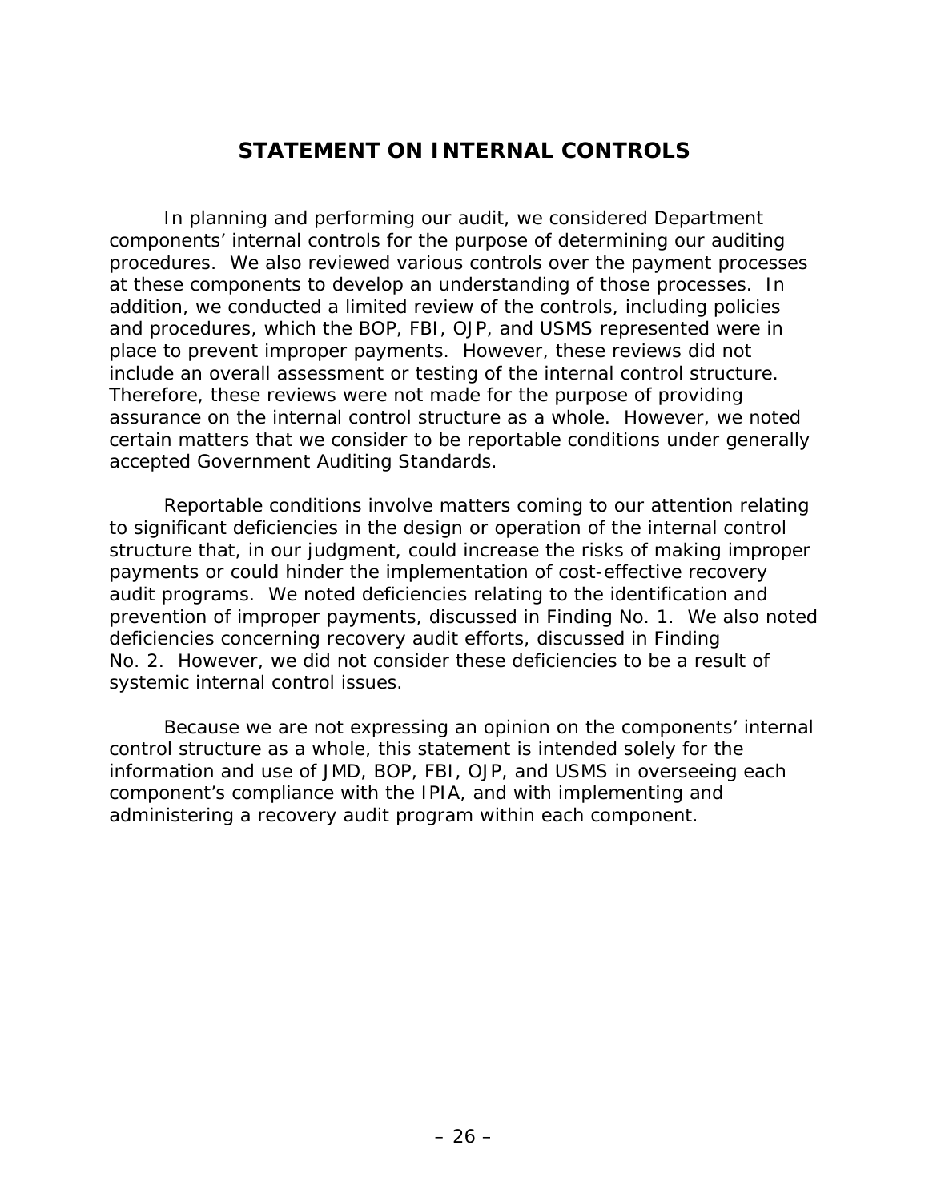# STATEMENT ON INTERNAL CONTROLS

In planning and performing our audit, we considered Department components' internal controls for the purpose of determining our auditing procedures. We also reviewed various controls over the payment processes at these components to develop an understanding of those processes. In addition, we conducted a limited review of the controls, including policies and procedures, which the BOP, FBI, OJP, and USMS represented were in place to prevent improper payments. However, these reviews did not include an overall assessment or testing of the internal control structure. Therefore, these reviews were not made for the purpose of providing assurance on the internal control structure as a whole. However, we noted certain matters that we consider to be reportable conditions under generally accepted Government Auditing Standards.

Reportable conditions involve matters coming to our attention relating to significant deficiencies in the design or operation of the internal control structure that, in our judgment, could increase the risks of making improper payments or could hinder the implementation of cost-effective recovery audit programs. We noted deficiencies relating to the identification and prevention of improper payments, discussed in Finding No. 1. We also noted deficiencies concerning recovery audit efforts, discussed in Finding No. 2. However, we did not consider these deficiencies to be a result of systemic internal control issues.

Because we are not expressing an opinion on the components' internal control structure as a whole, this statement is intended solely for the information and use of JMD, BOP, FBI, OJP, and USMS in overseeing each component's compliance with the IPIA, and with implementing and administering a recovery audit program within each component.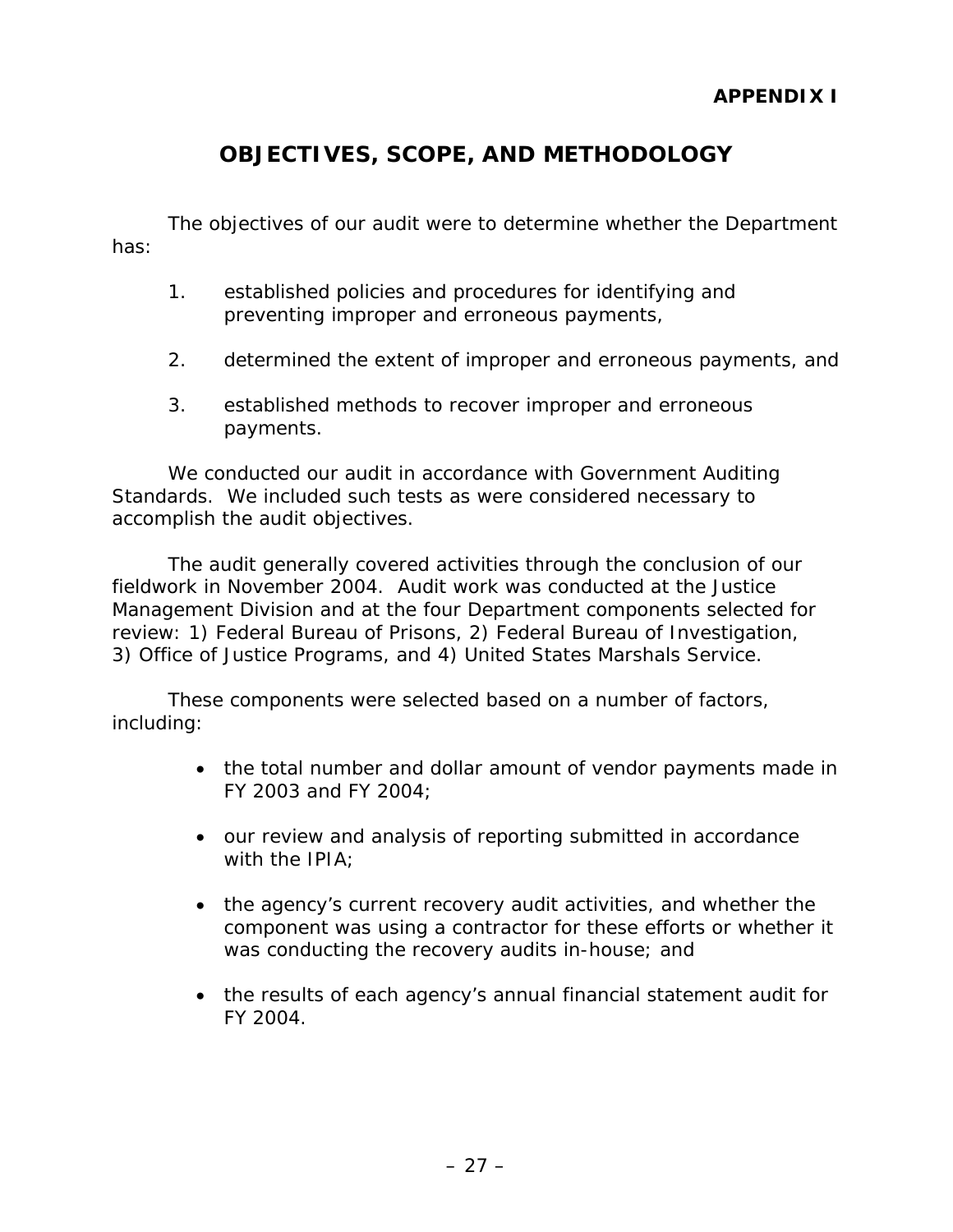**APPENDIX I**

# OBJECTIVES, SCOPE, AND METHODOLOGY

The objectives of our audit were to determine whether the Department has:

1. established policies and procedures for identifying and preventing improper and erroneous payments,

2. determined the extent of improper and erroneous payments, and

3. established methods to recover improper and erroneous payments.

We conducted our audit in accordance with Government Auditing Standards. We included such tests as were considered necessary to accomplish the audit objectives.

The audit generally covered activities through the conclusion of our fieldwork in November 2004. Audit work was conducted at the Justice Management Division and at the four Department components selected for review: 1) Federal Bureau of Prisons, 2) Federal Bureau of Investigation, 3) Office of Justice Programs, and 4) United States Marshals Service.

These components were selected based on a number of factors, including:

- the total number and dollar amount of vendor payments made in FY 2003 and FY 2004;

- our review and analysis of reporting submitted in accordance with the IPIA;

- the agency's current recovery audit activities, and whether the component was using a contractor for these efforts or whether it was conducting the recovery audits in-house; and

- the results of each agency's annual financial statement audit for FY 2004.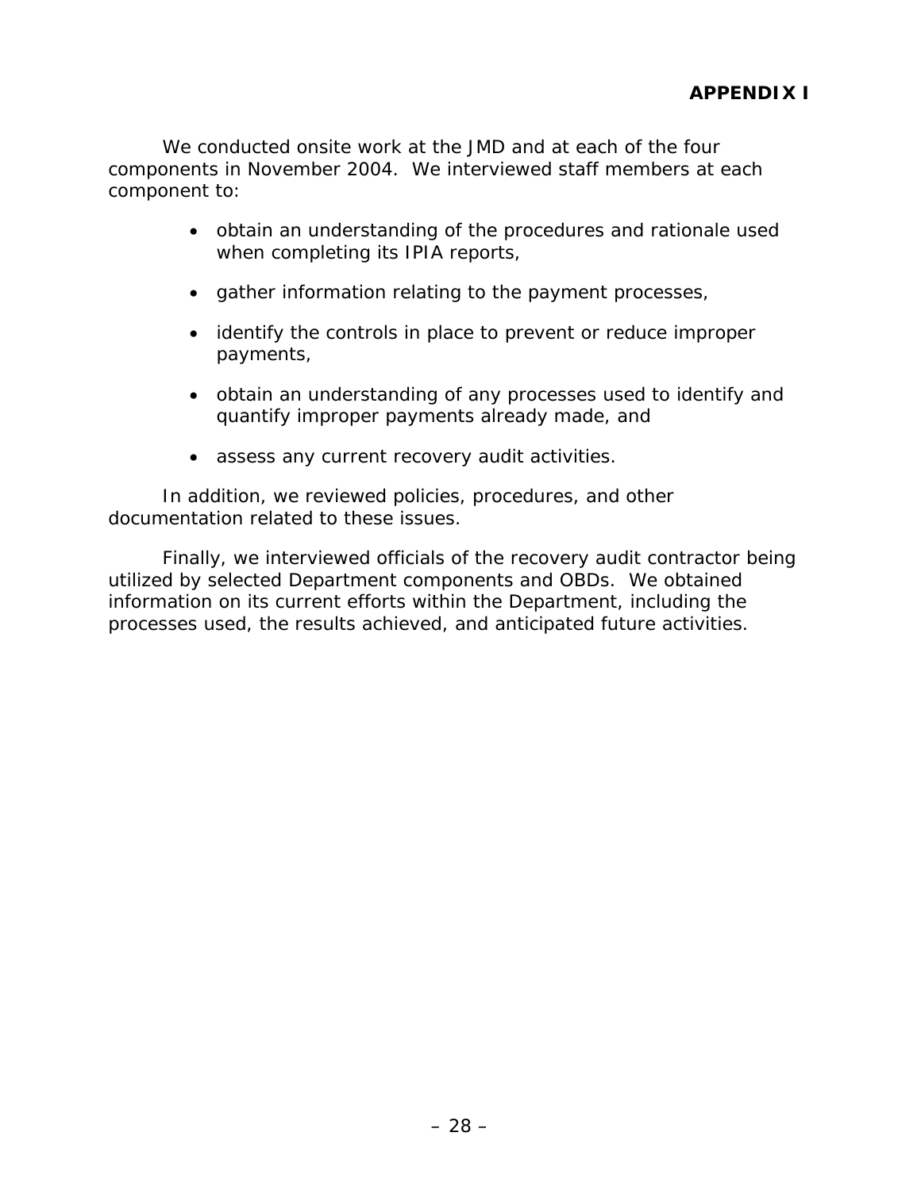# APPENDIX I

We conducted onsite work at the JMD and at each of the four components in November 2004. We interviewed staff members at each component to:

- obtain an understanding of the procedures and rationale used when completing its IPIA reports,
- gather information relating to the payment processes,
- identify the controls in place to prevent or reduce improper payments,
- obtain an understanding of any processes used to identify and quantify improper payments already made, and
- assess any current recovery audit activities.

In addition, we reviewed policies, procedures, and other documentation related to these issues.

Finally, we interviewed officials of the recovery audit contractor being utilized by selected Department components and OBDs. We obtained information on its current efforts within the Department, including the processes used, the results achieved, and anticipated future activities.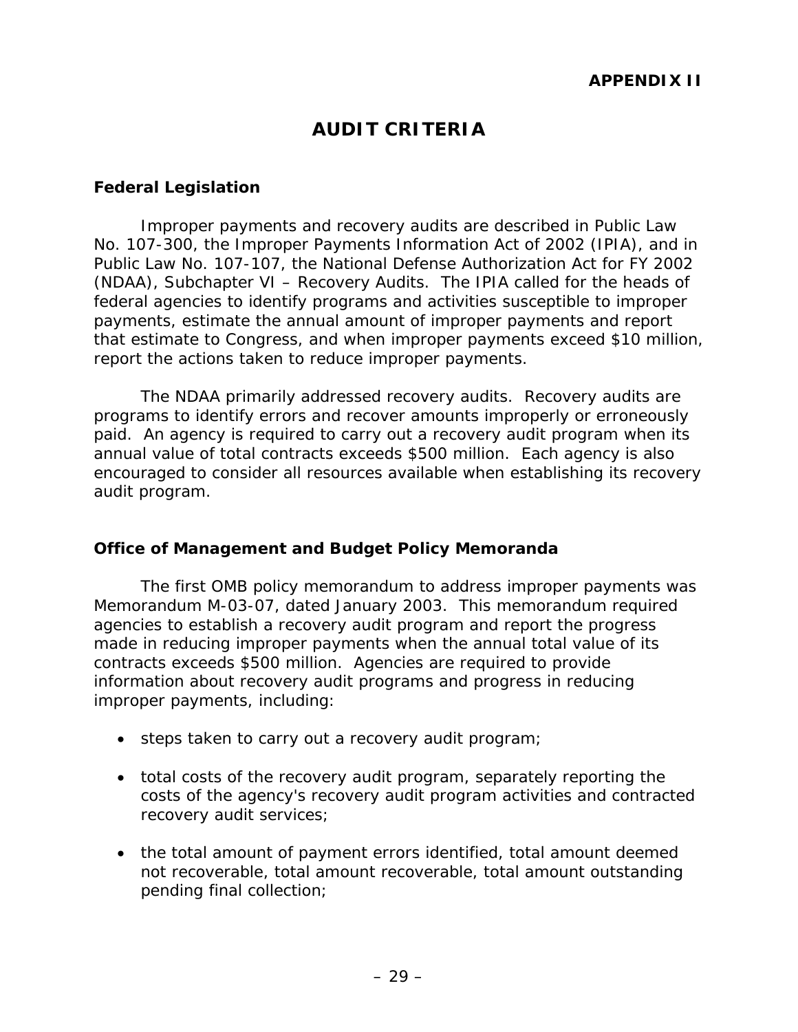**APPENDIX II**

# AUDIT CRITERIA

## Federal Legislation

Improper payments and recovery audits are described in Public Law No. 107-300, the Improper Payments Information Act of 2002 (IPIA), and in Public Law No. 107-107, the National Defense Authorization Act for FY 2002 (NDAA), Subchapter VI – Recovery Audits. The IPIA called for the heads of federal agencies to identify programs and activities susceptible to improper payments, estimate the annual amount of improper payments and report that estimate to Congress, and when improper payments exceed $10 million, report the actions taken to reduce improper payments.

The NDAA primarily addressed recovery audits. Recovery audits are programs to identify errors and recover amounts improperly or erroneously paid. An agency is required to carry out a recovery audit program when its annual value of total contracts exceeds $500 million. Each agency is also encouraged to consider all resources available when establishing its recovery audit program.

## Office of Management and Budget Policy Memoranda

The first OMB policy memorandum to address improper payments was Memorandum M-03-07, dated January 2003. This memorandum required agencies to establish a recovery audit program and report the progress made in reducing improper payments when the annual total value of its contracts exceeds $500 million. Agencies are required to provide information about recovery audit programs and progress in reducing improper payments, including:

- steps taken to carry out a recovery audit program;
- total costs of the recovery audit program, separately reporting the costs of the agency's recovery audit program activities and contracted recovery audit services;
- the total amount of payment errors identified, total amount deemed not recoverable, total amount recoverable, total amount outstanding pending final collection;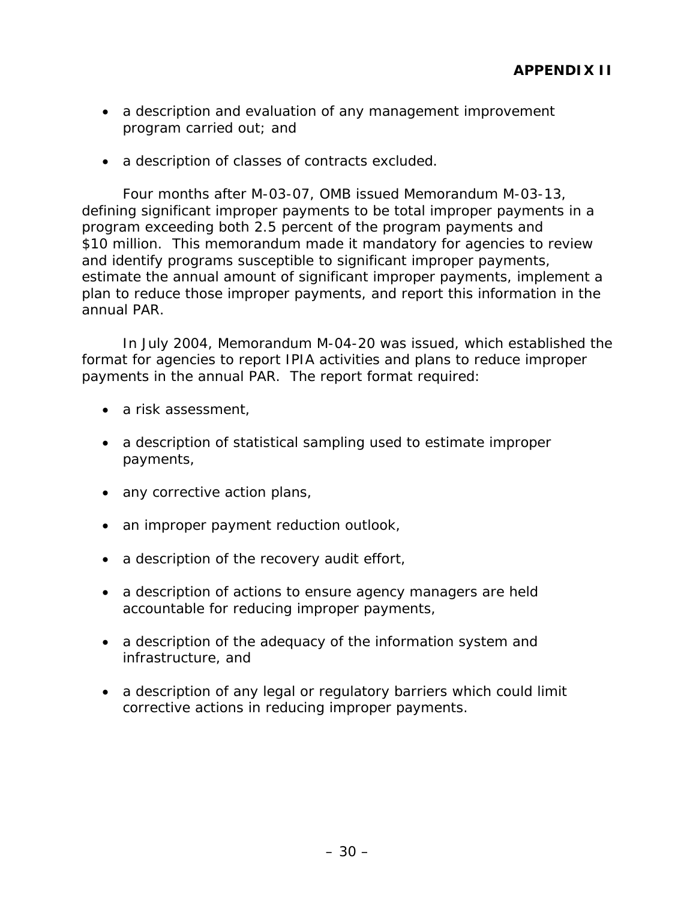## APPENDIX II

- a description and evaluation of any management improvement program carried out; and
- a description of classes of contracts excluded.

Four months after M-03-07, OMB issued Memorandum M-03-13, defining significant improper payments to be total improper payments in a program exceeding both 2.5 percent of the program payments and $10 million. This memorandum made it mandatory for agencies to review and identify programs susceptible to significant improper payments, estimate the annual amount of significant improper payments, implement a plan to reduce those improper payments, and report this information in the annual PAR.

In July 2004, Memorandum M-04-20 was issued, which established the format for agencies to report IPIA activities and plans to reduce improper payments in the annual PAR. The report format required:

- a risk assessment,
- a description of statistical sampling used to estimate improper payments,
- any corrective action plans,
- an improper payment reduction outlook,
- a description of the recovery audit effort,
- a description of actions to ensure agency managers are held accountable for reducing improper payments,
- a description of the adequacy of the information system and infrastructure, and
- a description of any legal or regulatory barriers which could limit corrective actions in reducing improper payments.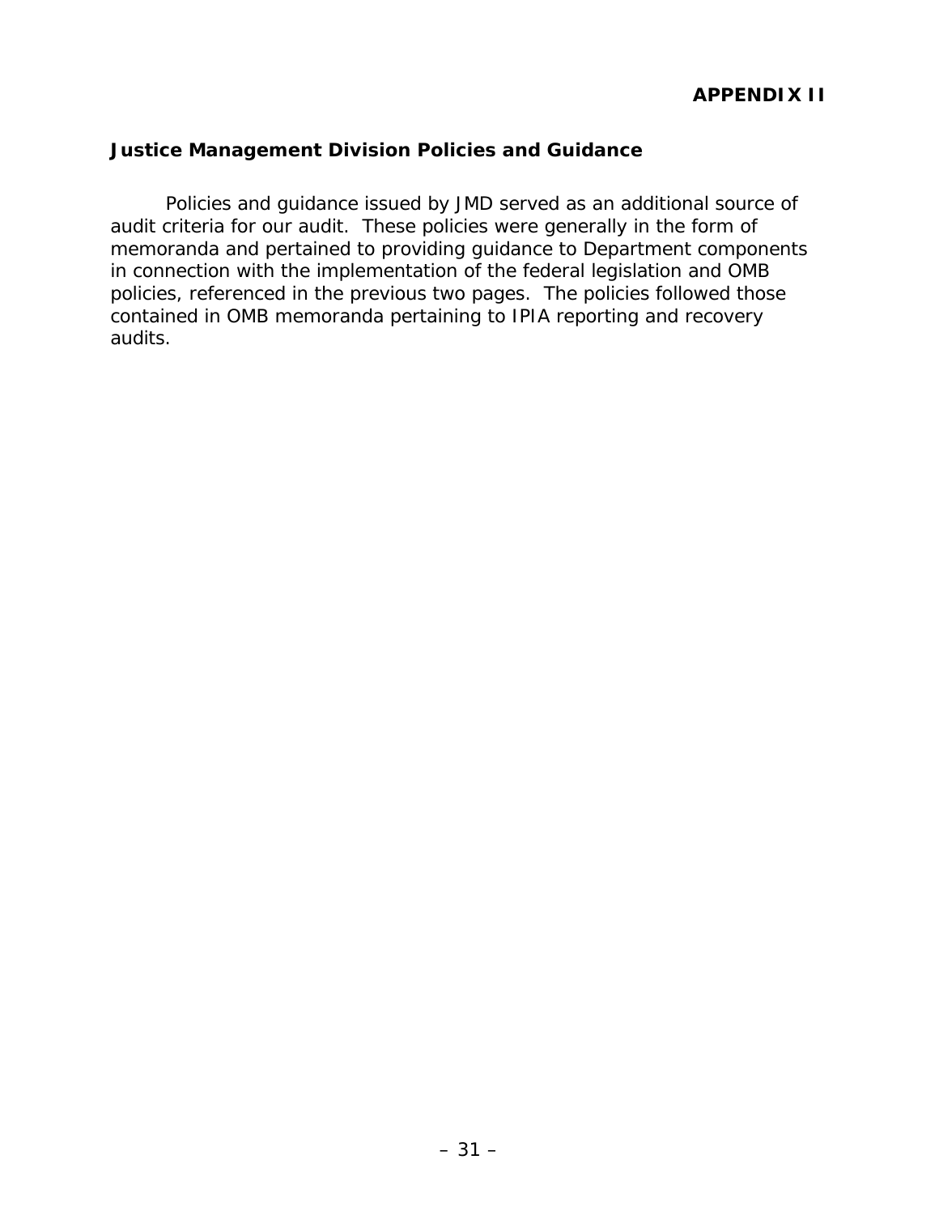**APPENDIX II**

## Justice Management Division Policies and Guidance

Policies and guidance issued by JMD served as an additional source of audit criteria for our audit. These policies were generally in the form of memoranda and pertained to providing guidance to Department components in connection with the implementation of the federal legislation and OMB policies, referenced in the previous two pages. The policies followed those contained in OMB memoranda pertaining to IPIA reporting and recovery audits.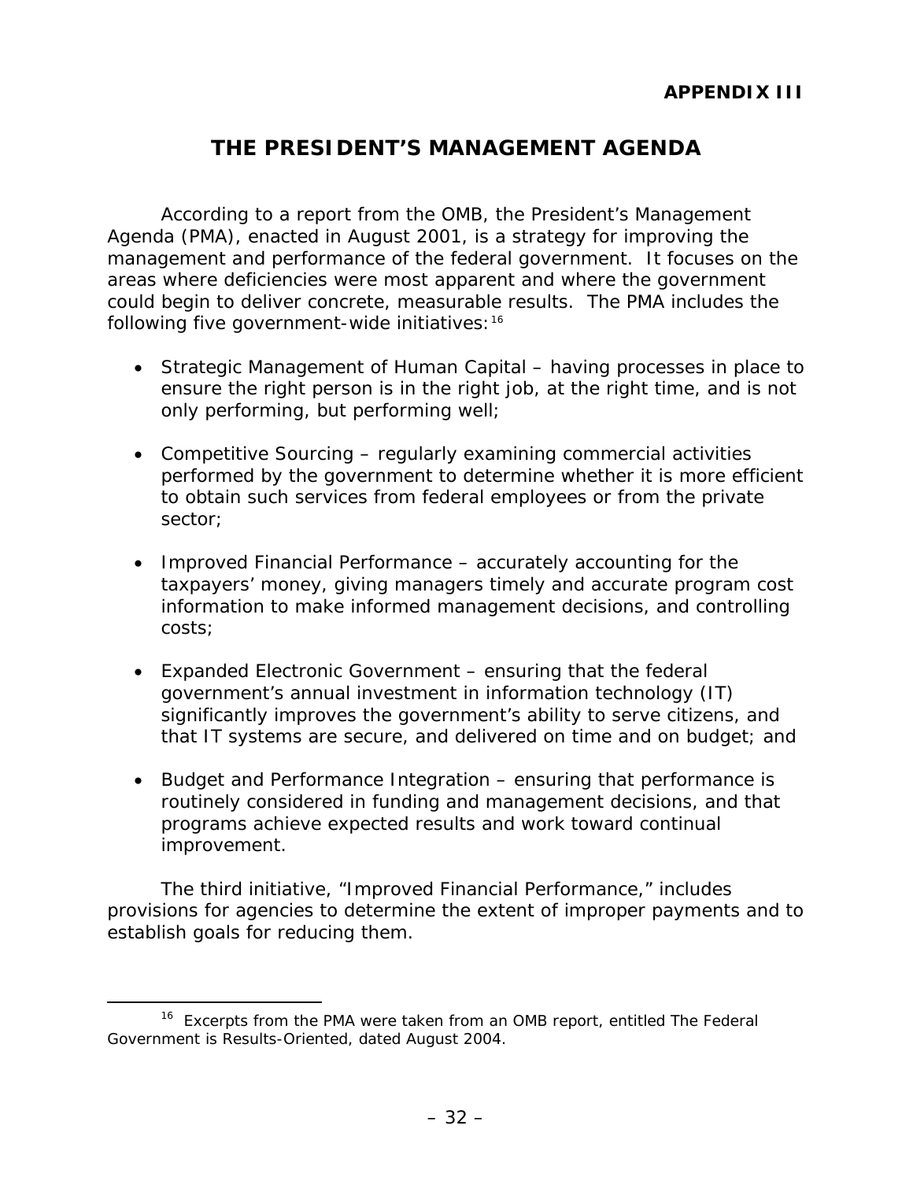**APPENDIX III**

# THE PRESIDENT'S MANAGEMENT AGENDA

According to a report from the OMB, the President's Management Agenda (PMA), enacted in August 2001, is a strategy for improving the management and performance of the federal government. It focuses on the areas where deficiencies were most apparent and where the government could begin to deliver concrete, measurable results. The PMA includes the following five government-wide initiatives:[16]

- Strategic Management of Human Capital – having processes in place to ensure the right person is in the right job, at the right time, and is not only performing, but performing well;
- Competitive Sourcing – regularly examining commercial activities performed by the government to determine whether it is more efficient to obtain such services from federal employees or from the private sector;
- Improved Financial Performance – accurately accounting for the taxpayers' money, giving managers timely and accurate program cost information to make informed management decisions, and controlling costs;
- Expanded Electronic Government – ensuring that the federal government's annual investment in information technology (IT) significantly improves the government's ability to serve citizens, and that IT systems are secure, and delivered on time and on budget; and
- Budget and Performance Integration – ensuring that performance is routinely considered in funding and management decisions, and that programs achieve expected results and work toward continual improvement.

The third initiative, "Improved Financial Performance," includes provisions for agencies to determine the extent of improper payments and to establish goals for reducing them.

---

[16] Excerpts from the PMA were taken from an OMB report, entitled The Federal Government is Results-Oriented, dated August 2004.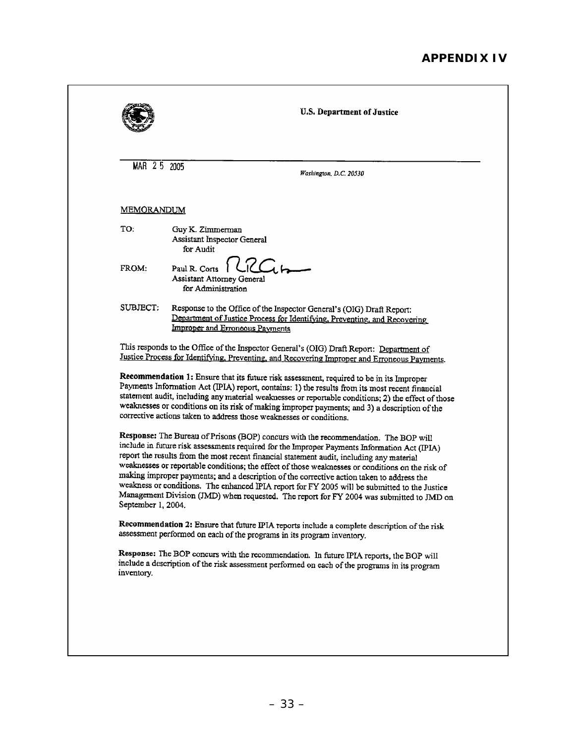# APPENDIX IV

U.S. Department of Justice

MAR 25 2005

*Washington, D.C. 20530*

MEMORANDUM

TO: Guy K. Zimmerman
Assistant Inspector General
for Audit

FROM: Paul R. Corts
Assistant Attorney General
for Administration

SUBJECT: Response to the Office of the Inspector General's (OIG) Draft Report: Department of Justice Process for Identifying, Preventing, and Recovering Improper and Erroneous Payments

This responds to the Office of the Inspector General's (OIG) Draft Report: Department of Justice Process for Identifying, Preventing, and Recovering Improper and Erroneous Payments.

**Recommendation 1:** Ensure that its future risk assessment, required to be in its Improper Payments Information Act (IPIA) report, contains: 1) the results from its most recent financial statement audit, including any material weaknesses or reportable conditions; 2) the effect of those weaknesses or conditions on its risk of making improper payments; and 3) a description of the corrective actions taken to address those weaknesses or conditions.

**Response:** The Bureau of Prisons (BOP) concurs with the recommendation. The BOP will include in future risk assessments required for the Improper Payments Information Act (IPIA) report the results from the most recent financial statement audit, including any material weaknesses or reportable conditions; the effect of those weaknesses or conditions on the risk of making improper payments; and a description of the corrective action taken to address the weakness or conditions. The enhanced IPIA report for FY 2005 will be submitted to the Justice Management Division (JMD) when requested. The report for FY 2004 was submitted to JMD on September 1, 2004.

**Recommendation 2:** Ensure that future IPIA reports include a complete description of the risk assessment performed on each of the programs in its program inventory.

**Response:** The BOP concurs with the recommendation. In future IPIA reports, the BOP will include a description of the risk assessment performed on each of the programs in its program inventory.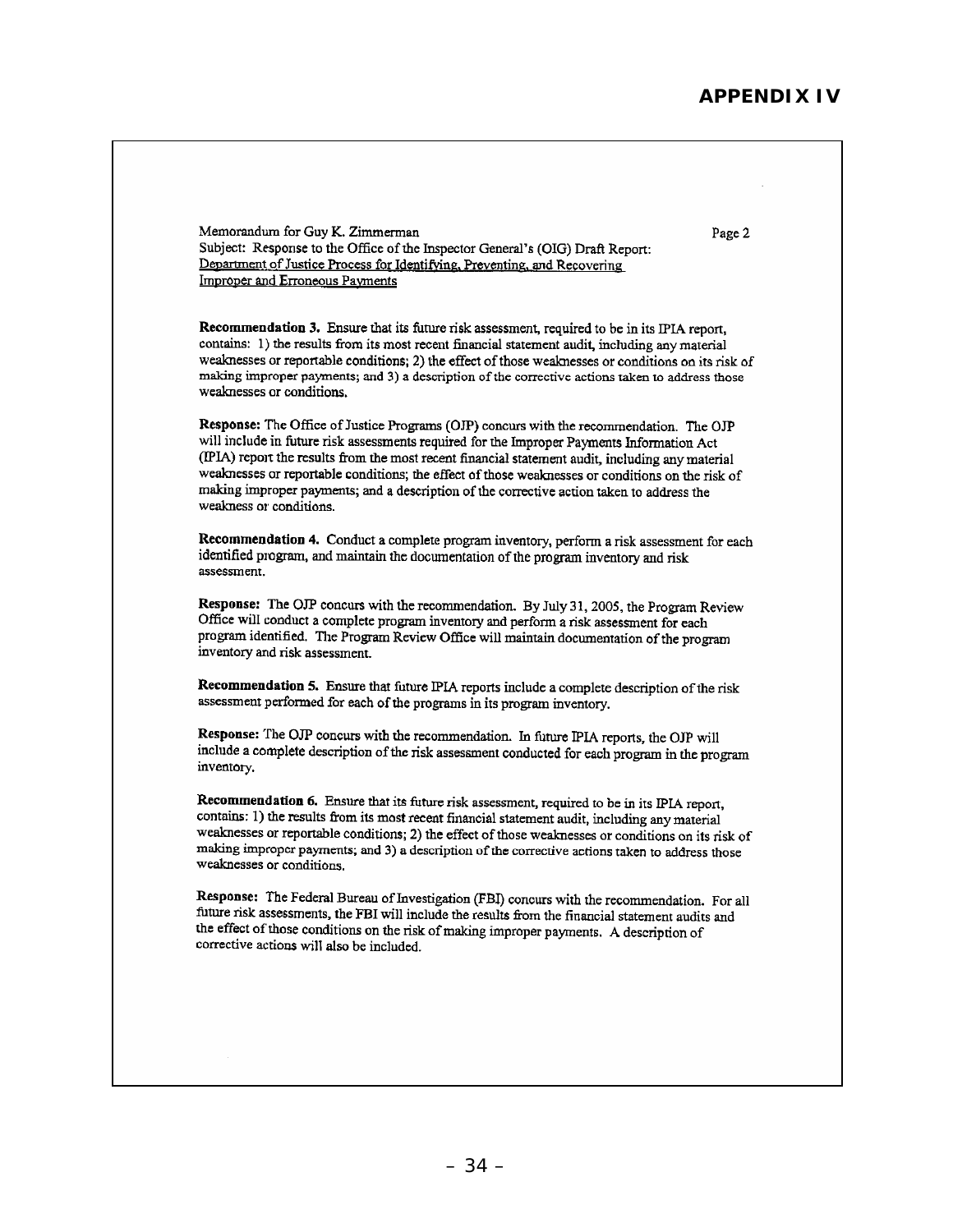# APPENDIX IV

Memorandum for Guy K. Zimmerman                                                                                     Page 2
Subject: Response to the Office of the Inspector General's (OIG) Draft Report: Department of Justice Process for Identifying, Preventing, and Recovering Improper and Erroneous Payments

**Recommendation 3.** Ensure that its future risk assessment, required to be in its IPIA report, contains: 1) the results from its most recent financial statement audit, including any material weaknesses or reportable conditions; 2) the effect of those weaknesses or conditions on its risk of making improper payments; and 3) a description of the corrective actions taken to address those weaknesses or conditions.

**Response:** The Office of Justice Programs (OJP) concurs with the recommendation. The OJP will include in future risk assessments required for the Improper Payments Information Act (IPIA) report the results from the most recent financial statement audit, including any material weaknesses or reportable conditions; the effect of those weaknesses or conditions on the risk of making improper payments; and a description of the corrective action taken to address the weakness or conditions.

**Recommendation 4.** Conduct a complete program inventory, perform a risk assessment for each identified program, and maintain the documentation of the program inventory and risk assessment.

**Response:** The OJP concurs with the recommendation. By July 31, 2005, the Program Review Office will conduct a complete program inventory and perform a risk assessment for each program identified. The Program Review Office will maintain documentation of the program inventory and risk assessment.

**Recommendation 5.** Ensure that future IPIA reports include a complete description of the risk assessment performed for each of the programs in its program inventory.

**Response:** The OJP concurs with the recommendation. In future IPIA reports, the OJP will include a complete description of the risk assessment conducted for each program in the program inventory.

**Recommendation 6.** Ensure that its future risk assessment, required to be in its IPIA report, contains: 1) the results from its most recent financial statement audit, including any material weaknesses or reportable conditions; 2) the effect of those weaknesses or conditions on its risk of making improper payments; and 3) a description of the corrective actions taken to address those weaknesses or conditions.

**Response:** The Federal Bureau of Investigation (FBI) concurs with the recommendation. For all future risk assessments, the FBI will include the results from the financial statement audits and the effect of those conditions on the risk of making improper payments. A description of corrective actions will also be included.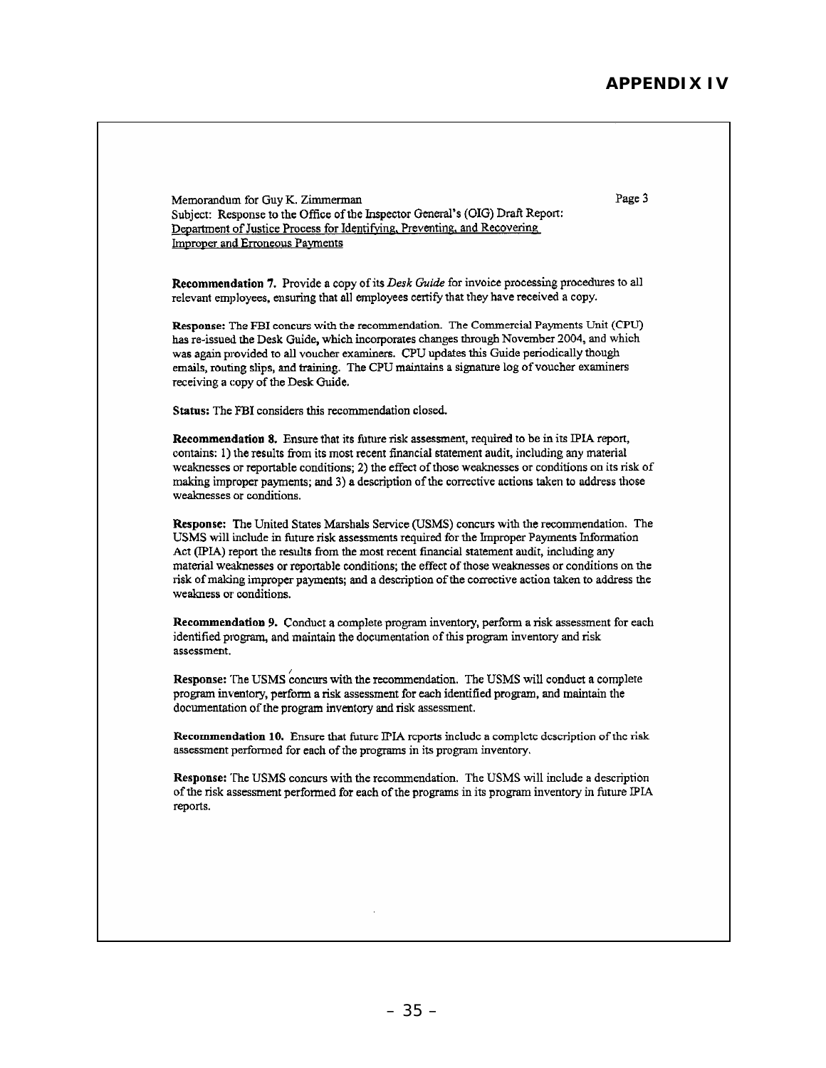## APPENDIX IV

Memorandum for Guy K. Zimmerman

Page 3

Subject: Response to the Office of the Inspector General's (OIG) Draft Report: Department of Justice Process for Identifying, Preventing, and Recovering Improper and Erroneous Payments

**Recommendation 7.** Provide a copy of its *Desk Guide* for invoice processing procedures to all relevant employees, ensuring that all employees certify that they have received a copy.

**Response:** The FBI concurs with the recommendation. The Commercial Payments Unit (CPU) has re-issued the Desk Guide, which incorporates changes through November 2004, and which was again provided to all voucher examiners. CPU updates this Guide periodically though emails, routing slips, and training. The CPU maintains a signature log of voucher examiners receiving a copy of the Desk Guide.

**Status:** The FBI considers this recommendation closed.

**Recommendation 8.** Ensure that its future risk assessment, required to be in its IPIA report, contains: 1) the results from its most recent financial statement audit, including any material weaknesses or reportable conditions; 2) the effect of those weaknesses or conditions on its risk of making improper payments; and 3) a description of the corrective actions taken to address those weaknesses or conditions.

**Response:** The United States Marshals Service (USMS) concurs with the recommendation. The USMS will include in future risk assessments required for the Improper Payments Information Act (IPIA) report the results from the most recent financial statement audit, including any material weaknesses or reportable conditions; the effect of those weaknesses or conditions on the risk of making improper payments; and a description of the corrective action taken to address the weakness or conditions.

**Recommendation 9.** Conduct a complete program inventory, perform a risk assessment for each identified program, and maintain the documentation of this program inventory and risk assessment.

**Response:** The USMS concurs with the recommendation. The USMS will conduct a complete program inventory, perform a risk assessment for each identified program, and maintain the documentation of the program inventory and risk assessment.

**Recommendation 10.** Ensure that future IPIA reports include a complete description of the risk assessment performed for each of the programs in its program inventory.

**Response:** The USMS concurs with the recommendation. The USMS will include a description of the risk assessment performed for each of the programs in its program inventory in future IPIA reports.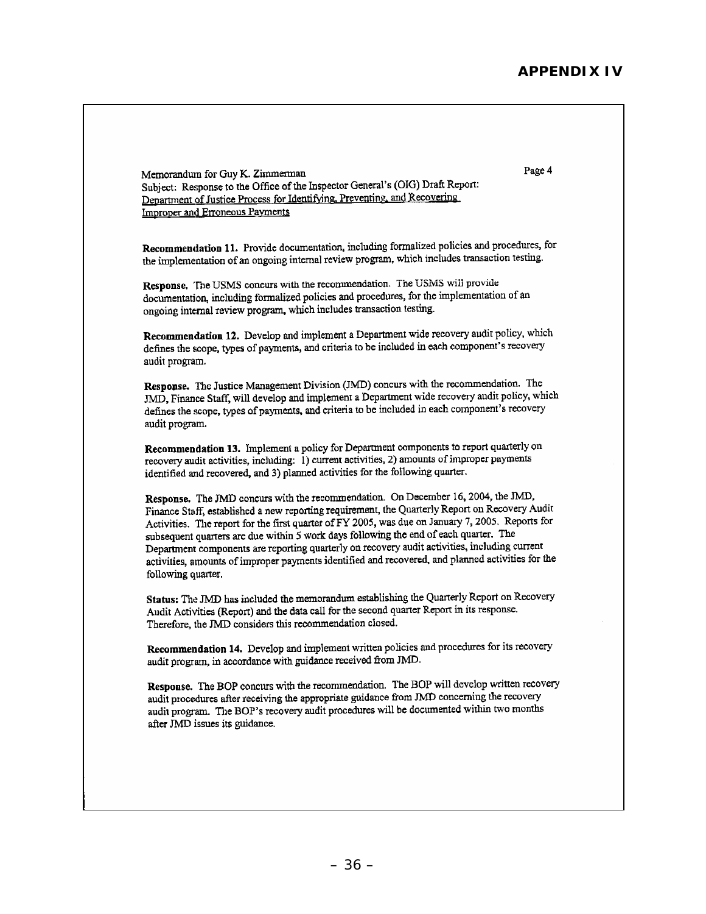# APPENDIX IV

Memorandum for Guy K. Zimmerman

Page 4

Subject: Response to the Office of the Inspector General's (OIG) Draft Report: Department of Justice Process for Identifying, Preventing, and Recovering Improper and Erroneous Payments

**Recommendation 11.** Provide documentation, including formalized policies and procedures, for the implementation of an ongoing internal review program, which includes transaction testing.

**Response.** The USMS concurs with the recommendation. The USMS will provide documentation, including formalized policies and procedures, for the implementation of an ongoing internal review program, which includes transaction testing.

**Recommendation 12.** Develop and implement a Department wide recovery audit policy, which defines the scope, types of payments, and criteria to be included in each component's recovery audit program.

**Response.** The Justice Management Division (JMD) concurs with the recommendation. The JMD, Finance Staff, will develop and implement a Department wide recovery audit policy, which defines the scope, types of payments, and criteria to be included in each component's recovery audit program.

**Recommendation 13.** Implement a policy for Department components to report quarterly on recovery audit activities, including: 1) current activities, 2) amounts of improper payments identified and recovered, and 3) planned activities for the following quarter.

**Response.** The JMD concurs with the recommendation. On December 16, 2004, the JMD, Finance Staff, established a new reporting requirement, the Quarterly Report on Recovery Audit Activities. The report for the first quarter of FY 2005, was due on January 7, 2005. Reports for subsequent quarters are due within 5 work days following the end of each quarter. The Department components are reporting quarterly on recovery audit activities, including current activities, amounts of improper payments identified and recovered, and planned activities for the following quarter.

**Status:** The JMD has included the memorandum establishing the Quarterly Report on Recovery Audit Activities (Report) and the data call for the second quarter Report in its response. Therefore, the JMD considers this recommendation closed.

**Recommendation 14.** Develop and implement written policies and procedures for its recovery audit program, in accordance with guidance received from JMD.

**Response.** The BOP concurs with the recommendation. The BOP will develop written recovery audit procedures after receiving the appropriate guidance from JMD concerning the recovery audit program. The BOP's recovery audit procedures will be documented within two months after JMD issues its guidance.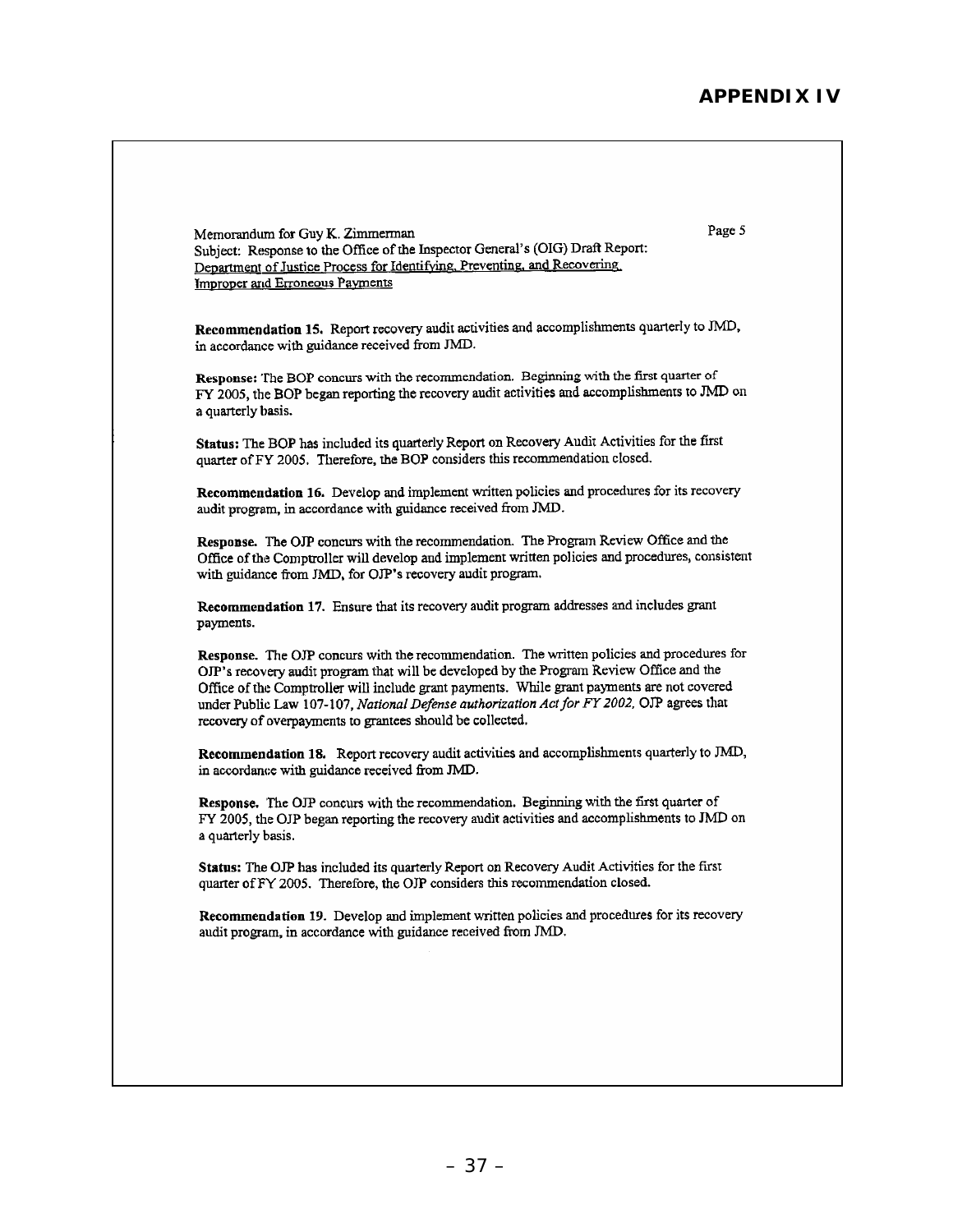## APPENDIX IV

Memorandum for Guy K. Zimmerman

Page 5

Subject: Response to the Office of the Inspector General's (OIG) Draft Report: Department of Justice Process for Identifying, Preventing, and Recovering Improper and Erroneous Payments

**Recommendation 15.** Report recovery audit activities and accomplishments quarterly to JMD, in accordance with guidance received from JMD.

**Response:** The BOP concurs with the recommendation. Beginning with the first quarter of FY 2005, the BOP began reporting the recovery audit activities and accomplishments to JMD on a quarterly basis.

**Status:** The BOP has included its quarterly Report on Recovery Audit Activities for the first quarter of FY 2005. Therefore, the BOP considers this recommendation closed.

**Recommendation 16.** Develop and implement written policies and procedures for its recovery audit program, in accordance with guidance received from JMD.

**Response.** The OJP concurs with the recommendation. The Program Review Office and the Office of the Comptroller will develop and implement written policies and procedures, consistent with guidance from JMD, for OJP's recovery audit program.

**Recommendation 17.** Ensure that its recovery audit program addresses and includes grant payments.

**Response.** The OJP concurs with the recommendation. The written policies and procedures for OJP's recovery audit program that will be developed by the Program Review Office and the Office of the Comptroller will include grant payments. While grant payments are not covered under Public Law 107-107, *National Defense authorization Act for FY 2002,* OJP agrees that recovery of overpayments to grantees should be collected.

**Recommendation 18.** Report recovery audit activities and accomplishments quarterly to JMD, in accordance with guidance received from JMD.

**Response.** The OJP concurs with the recommendation. Beginning with the first quarter of FY 2005, the OJP began reporting the recovery audit activities and accomplishments to JMD on a quarterly basis.

**Status:** The OJP has included its quarterly Report on Recovery Audit Activities for the first quarter of FY 2005. Therefore, the OJP considers this recommendation closed.

**Recommendation 19.** Develop and implement written policies and procedures for its recovery audit program, in accordance with guidance received from JMD.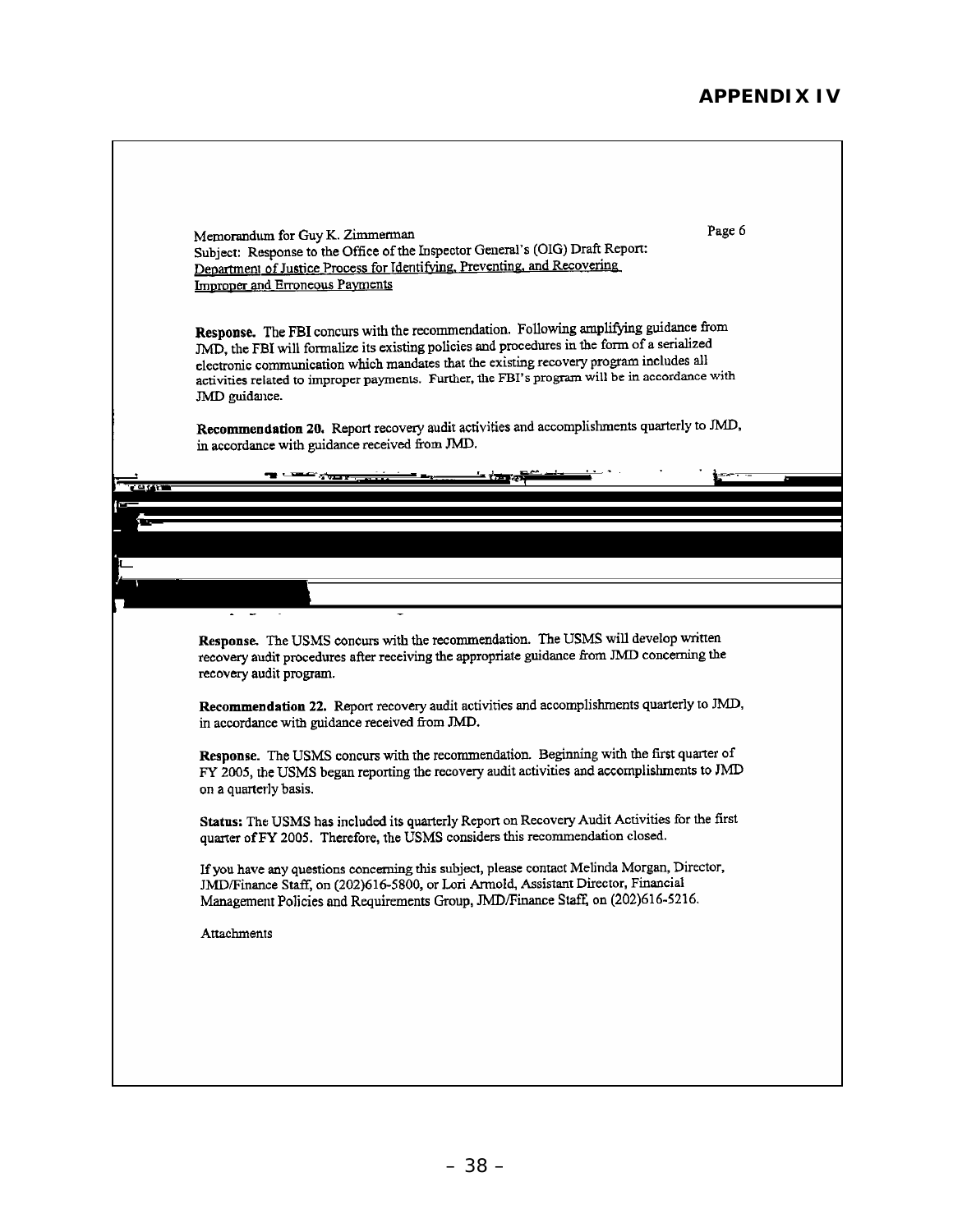# APPENDIX IV

Memorandum for Guy K. Zimmerman

Page 6

Subject: Response to the Office of the Inspector General's (OIG) Draft Report: Department of Justice Process for Identifying, Preventing, and Recovering Improper and Erroneous Payments

**Response.** The FBI concurs with the recommendation. Following amplifying guidance from JMD, the FBI will formalize its existing policies and procedures in the form of a serialized electronic communication which mandates that the existing recovery program includes all activities related to improper payments. Further, the FBI's program will be in accordance with JMD guidance.

**Recommendation 20.** Report recovery audit activities and accomplishments quarterly to JMD, in accordance with guidance received from JMD.

**Response.** The USMS concurs with the recommendation. The USMS will develop written recovery audit procedures after receiving the appropriate guidance from JMD concerning the recovery audit program.

**Recommendation 22.** Report recovery audit activities and accomplishments quarterly to JMD, in accordance with guidance received from JMD.

**Response.** The USMS concurs with the recommendation. Beginning with the first quarter of FY 2005, the USMS began reporting the recovery audit activities and accomplishments to JMD on a quarterly basis.

**Status:** The USMS has included its quarterly Report on Recovery Audit Activities for the first quarter of FY 2005. Therefore, the USMS considers this recommendation closed.

If you have any questions concerning this subject, please contact Melinda Morgan, Director, JMD/Finance Staff, on (202)616-5800, or Lori Armold, Assistant Director, Financial Management Policies and Requirements Group, JMD/Finance Staff, on (202)616-5216.

Attachments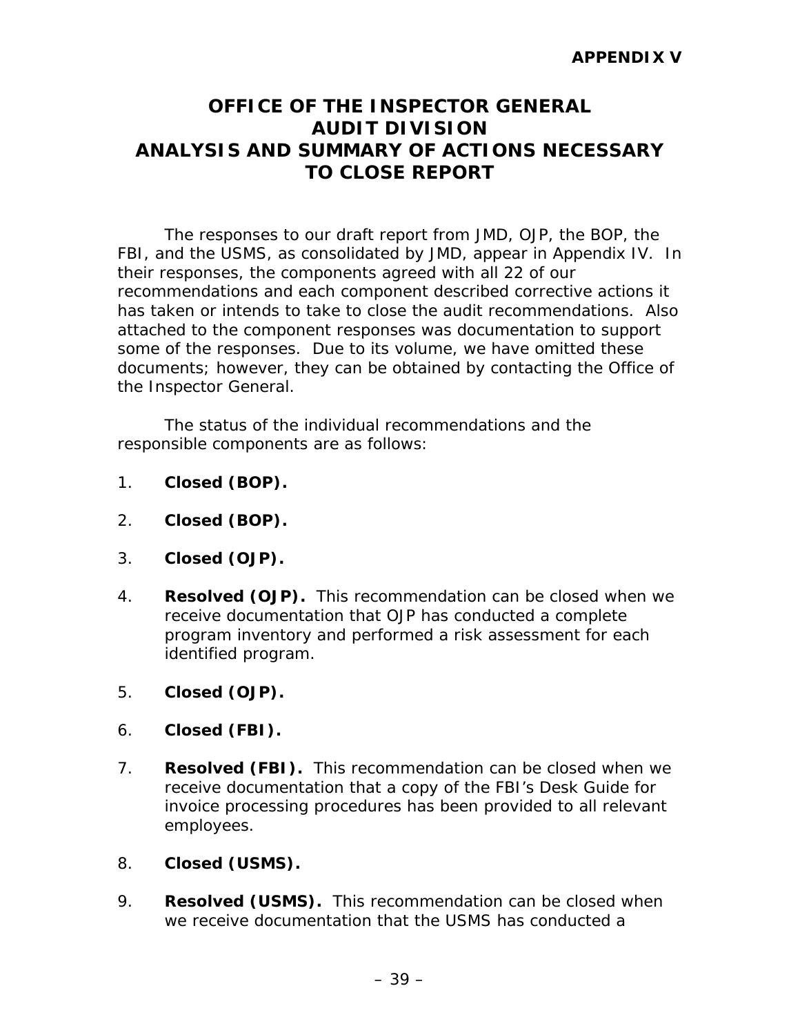**APPENDIX V**

# OFFICE OF THE INSPECTOR GENERAL AUDIT DIVISION ANALYSIS AND SUMMARY OF ACTIONS NECESSARY TO CLOSE REPORT

The responses to our draft report from JMD, OJP, the BOP, the FBI, and the USMS, as consolidated by JMD, appear in Appendix IV. In their responses, the components agreed with all 22 of our recommendations and each component described corrective actions it has taken or intends to take to close the audit recommendations. Also attached to the component responses was documentation to support some of the responses. Due to its volume, we have omitted these documents; however, they can be obtained by contacting the Office of the Inspector General.

The status of the individual recommendations and the responsible components are as follows:

1. **Closed (BOP).**

2. **Closed (BOP).**

3. **Closed (OJP).**

4. **Resolved (OJP).** This recommendation can be closed when we receive documentation that OJP has conducted a complete program inventory and performed a risk assessment for each identified program.

5. **Closed (OJP).**

6. **Closed (FBI).**

7. **Resolved (FBI).** This recommendation can be closed when we receive documentation that a copy of the FBI's Desk Guide for invoice processing procedures has been provided to all relevant employees.

8. **Closed (USMS).**

9. **Resolved (USMS).** This recommendation can be closed when we receive documentation that the USMS has conducted a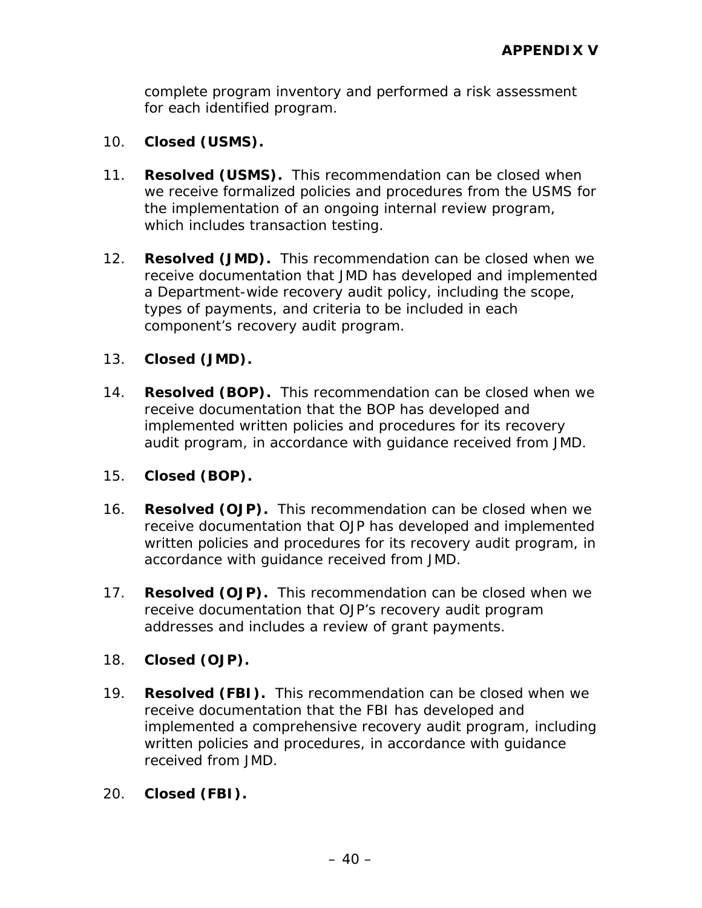complete program inventory and performed a risk assessment for each identified program.

10. **Closed (USMS).**

11. **Resolved (USMS).** This recommendation can be closed when we receive formalized policies and procedures from the USMS for the implementation of an ongoing internal review program, which includes transaction testing.

12. **Resolved (JMD).** This recommendation can be closed when we receive documentation that JMD has developed and implemented a Department-wide recovery audit policy, including the scope, types of payments, and criteria to be included in each component's recovery audit program.

13. **Closed (JMD).**

14. **Resolved (BOP).** This recommendation can be closed when we receive documentation that the BOP has developed and implemented written policies and procedures for its recovery audit program, in accordance with guidance received from JMD.

15. **Closed (BOP).**

16. **Resolved (OJP).** This recommendation can be closed when we receive documentation that OJP has developed and implemented written policies and procedures for its recovery audit program, in accordance with guidance received from JMD.

17. **Resolved (OJP).** This recommendation can be closed when we receive documentation that OJP's recovery audit program addresses and includes a review of grant payments.

18. **Closed (OJP).**

19. **Resolved (FBI).** This recommendation can be closed when we receive documentation that the FBI has developed and implemented a comprehensive recovery audit program, including written policies and procedures, in accordance with guidance received from JMD.

20. **Closed (FBI).**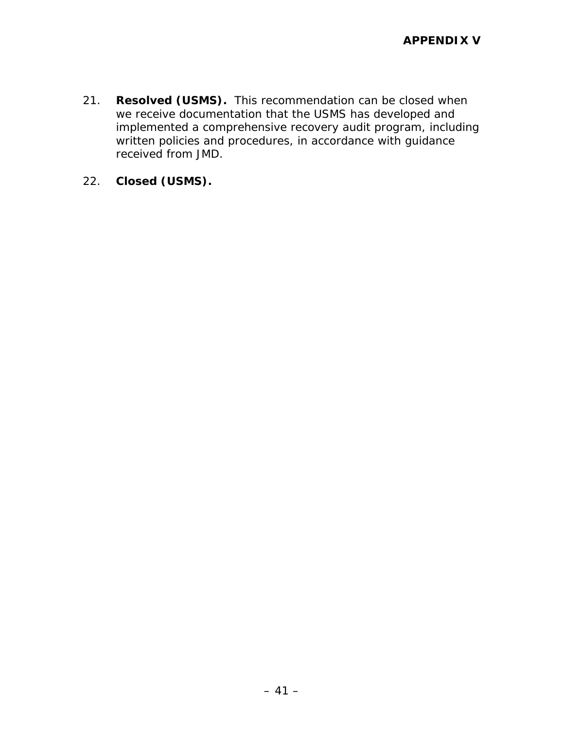21. **Resolved (USMS).** This recommendation can be closed when we receive documentation that the USMS has developed and implemented a comprehensive recovery audit program, including written policies and procedures, in accordance with guidance received from JMD.

22. **Closed (USMS).**